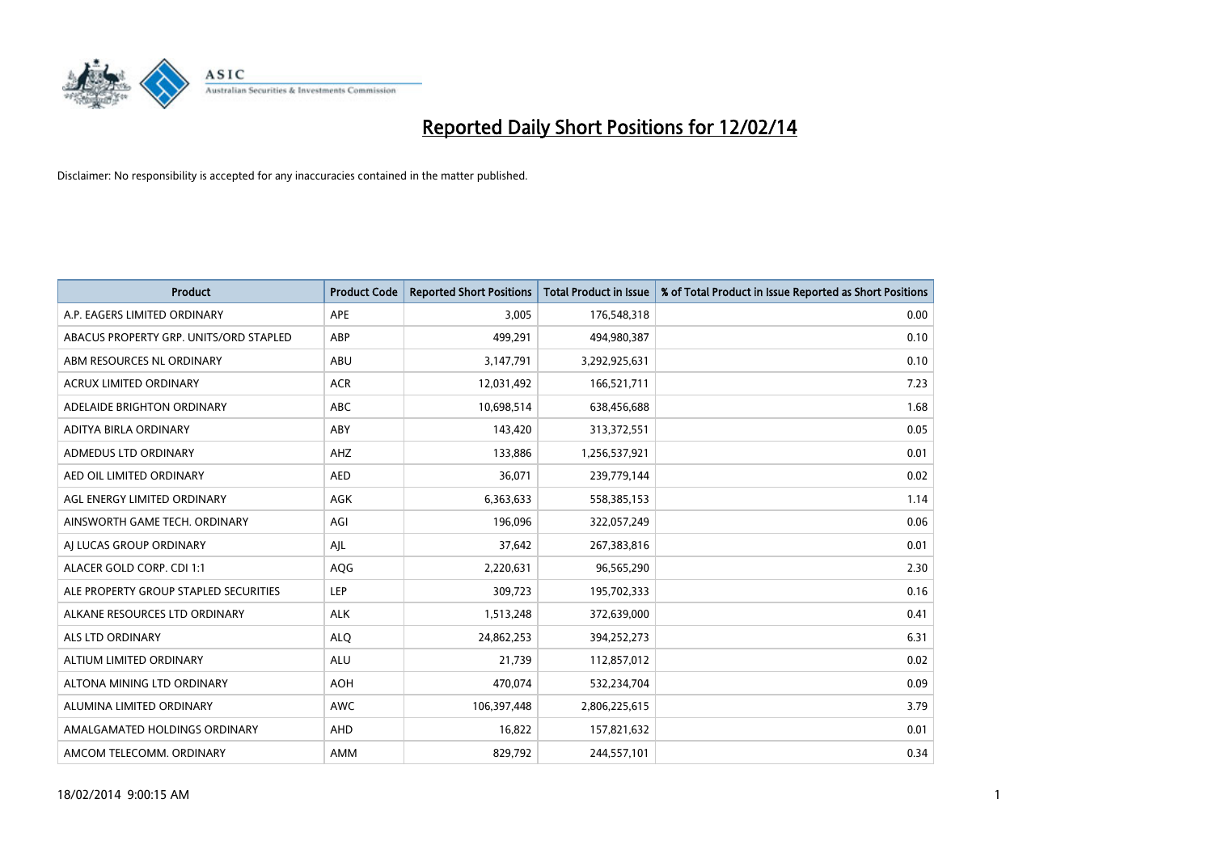# Reported Daily Short Positions for 12/02/14

Disclaimer: No responsibility is accepted for any inaccuracies contained in the matter published.

| Product | Product Code | Reported Short Positions | Total Product in Issue | % of Total Product in Issue Reported as Short Positions |
|---|---|---|---|---|
| A.P. EAGERS LIMITED ORDINARY | APE | 3,005 | 176,548,318 | 0.00 |
| ABACUS PROPERTY GRP. UNITS/ORD STAPLED | ABP | 499,291 | 494,980,387 | 0.10 |
| ABM RESOURCES NL ORDINARY | ABU | 3,147,791 | 3,292,925,631 | 0.10 |
| ACRUX LIMITED ORDINARY | ACR | 12,031,492 | 166,521,711 | 7.23 |
| ADELAIDE BRIGHTON ORDINARY | ABC | 10,698,514 | 638,456,688 | 1.68 |
| ADITYA BIRLA ORDINARY | ABY | 143,420 | 313,372,551 | 0.05 |
| ADMEDUS LTD ORDINARY | AHZ | 133,886 | 1,256,537,921 | 0.01 |
| AED OIL LIMITED ORDINARY | AED | 36,071 | 239,779,144 | 0.02 |
| AGL ENERGY LIMITED ORDINARY | AGK | 6,363,633 | 558,385,153 | 1.14 |
| AINSWORTH GAME TECH. ORDINARY | AGI | 196,096 | 322,057,249 | 0.06 |
| AJ LUCAS GROUP ORDINARY | AJL | 37,642 | 267,383,816 | 0.01 |
| ALACER GOLD CORP. CDI 1:1 | AQG | 2,220,631 | 96,565,290 | 2.30 |
| ALE PROPERTY GROUP STAPLED SECURITIES | LEP | 309,723 | 195,702,333 | 0.16 |
| ALKANE RESOURCES LTD ORDINARY | ALK | 1,513,248 | 372,639,000 | 0.41 |
| ALS LTD ORDINARY | ALQ | 24,862,253 | 394,252,273 | 6.31 |
| ALTIUM LIMITED ORDINARY | ALU | 21,739 | 112,857,012 | 0.02 |
| ALTONA MINING LTD ORDINARY | AOH | 470,074 | 532,234,704 | 0.09 |
| ALUMINA LIMITED ORDINARY | AWC | 106,397,448 | 2,806,225,615 | 3.79 |
| AMALGAMATED HOLDINGS ORDINARY | AHD | 16,822 | 157,821,632 | 0.01 |
| AMCOM TELECOMM. ORDINARY | AMM | 829,792 | 244,557,101 | 0.34 |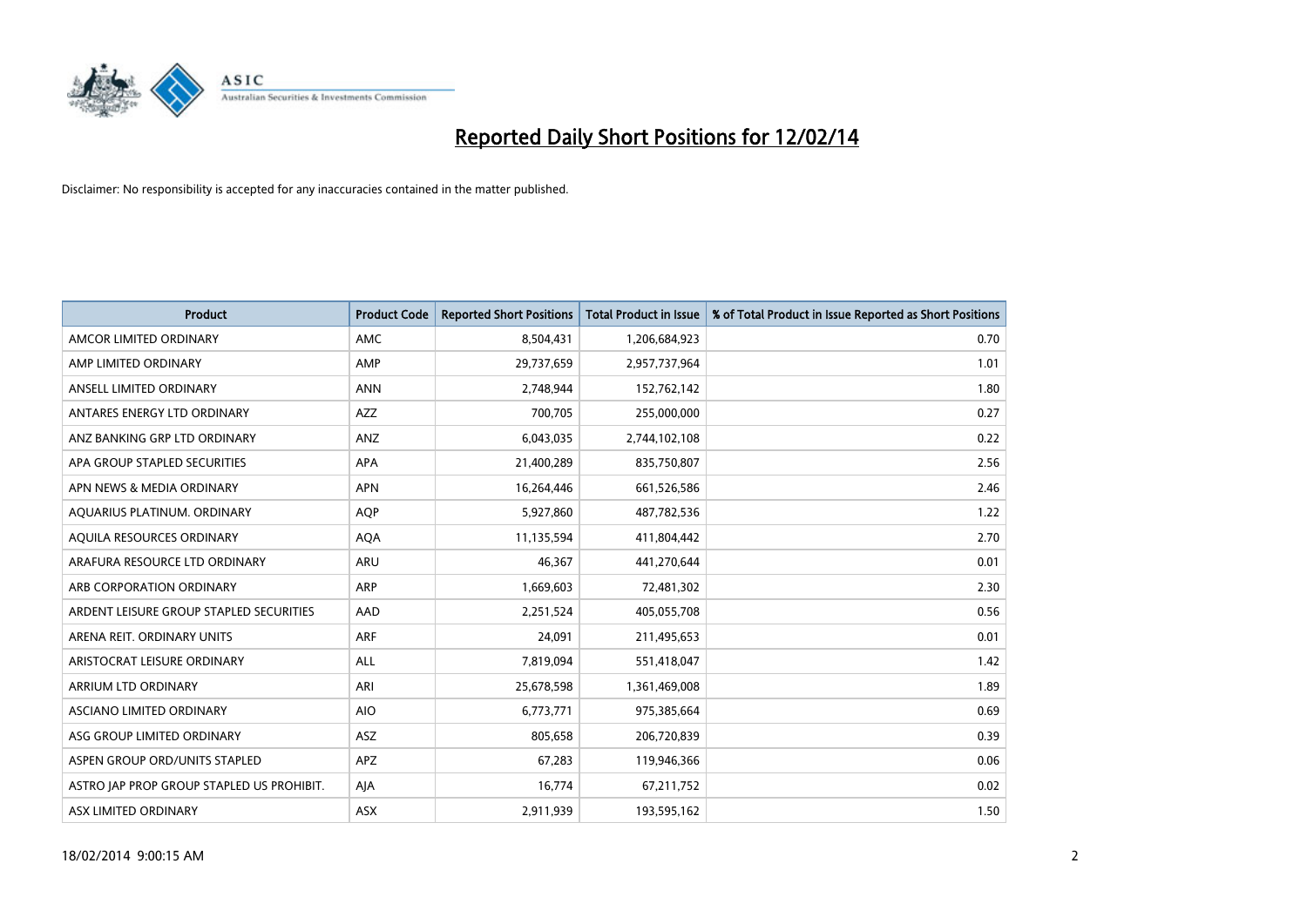# Reported Daily Short Positions for 12/02/14

Disclaimer: No responsibility is accepted for any inaccuracies contained in the matter published.

| Product | Product Code | Reported Short Positions | Total Product in Issue | % of Total Product in Issue Reported as Short Positions |
|---|---|---|---|---|
| AMCOR LIMITED ORDINARY | AMC | 8,504,431 | 1,206,684,923 | 0.70 |
| AMP LIMITED ORDINARY | AMP | 29,737,659 | 2,957,737,964 | 1.01 |
| ANSELL LIMITED ORDINARY | ANN | 2,748,944 | 152,762,142 | 1.80 |
| ANTARES ENERGY LTD ORDINARY | AZZ | 700,705 | 255,000,000 | 0.27 |
| ANZ BANKING GRP LTD ORDINARY | ANZ | 6,043,035 | 2,744,102,108 | 0.22 |
| APA GROUP STAPLED SECURITIES | APA | 21,400,289 | 835,750,807 | 2.56 |
| APN NEWS & MEDIA ORDINARY | APN | 16,264,446 | 661,526,586 | 2.46 |
| AQUARIUS PLATINUM. ORDINARY | AQP | 5,927,860 | 487,782,536 | 1.22 |
| AQUILA RESOURCES ORDINARY | AQA | 11,135,594 | 411,804,442 | 2.70 |
| ARAFURA RESOURCE LTD ORDINARY | ARU | 46,367 | 441,270,644 | 0.01 |
| ARB CORPORATION ORDINARY | ARP | 1,669,603 | 72,481,302 | 2.30 |
| ARDENT LEISURE GROUP STAPLED SECURITIES | AAD | 2,251,524 | 405,055,708 | 0.56 |
| ARENA REIT. ORDINARY UNITS | ARF | 24,091 | 211,495,653 | 0.01 |
| ARISTOCRAT LEISURE ORDINARY | ALL | 7,819,094 | 551,418,047 | 1.42 |
| ARRIUM LTD ORDINARY | ARI | 25,678,598 | 1,361,469,008 | 1.89 |
| ASCIANO LIMITED ORDINARY | AIO | 6,773,771 | 975,385,664 | 0.69 |
| ASG GROUP LIMITED ORDINARY | ASZ | 805,658 | 206,720,839 | 0.39 |
| ASPEN GROUP ORD/UNITS STAPLED | APZ | 67,283 | 119,946,366 | 0.06 |
| ASTRO JAP PROP GROUP STAPLED US PROHIBIT. | AJA | 16,774 | 67,211,752 | 0.02 |
| ASX LIMITED ORDINARY | ASX | 2,911,939 | 193,595,162 | 1.50 |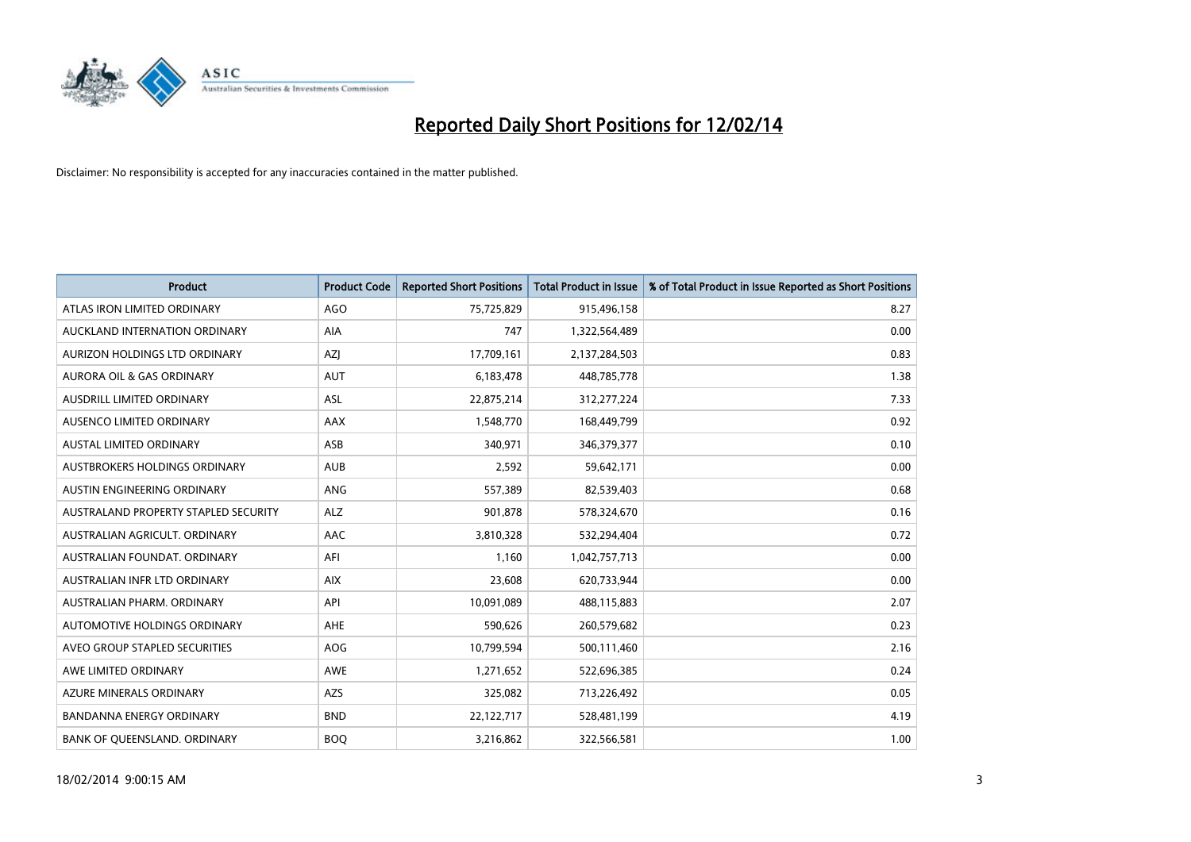# Reported Daily Short Positions for 12/02/14

Disclaimer: No responsibility is accepted for any inaccuracies contained in the matter published.

| Product | Product Code | Reported Short Positions | Total Product in Issue | % of Total Product in Issue Reported as Short Positions |
|---|---|---|---|---|
| ATLAS IRON LIMITED ORDINARY | AGO | 75,725,829 | 915,496,158 | 8.27 |
| AUCKLAND INTERNATION ORDINARY | AIA | 747 | 1,322,564,489 | 0.00 |
| AURIZON HOLDINGS LTD ORDINARY | AZJ | 17,709,161 | 2,137,284,503 | 0.83 |
| AURORA OIL & GAS ORDINARY | AUT | 6,183,478 | 448,785,778 | 1.38 |
| AUSDRILL LIMITED ORDINARY | ASL | 22,875,214 | 312,277,224 | 7.33 |
| AUSENCO LIMITED ORDINARY | AAX | 1,548,770 | 168,449,799 | 0.92 |
| AUSTAL LIMITED ORDINARY | ASB | 340,971 | 346,379,377 | 0.10 |
| AUSTBROKERS HOLDINGS ORDINARY | AUB | 2,592 | 59,642,171 | 0.00 |
| AUSTIN ENGINEERING ORDINARY | ANG | 557,389 | 82,539,403 | 0.68 |
| AUSTRALAND PROPERTY STAPLED SECURITY | ALZ | 901,878 | 578,324,670 | 0.16 |
| AUSTRALIAN AGRICULT. ORDINARY | AAC | 3,810,328 | 532,294,404 | 0.72 |
| AUSTRALIAN FOUNDAT. ORDINARY | AFI | 1,160 | 1,042,757,713 | 0.00 |
| AUSTRALIAN INFR LTD ORDINARY | AIX | 23,608 | 620,733,944 | 0.00 |
| AUSTRALIAN PHARM. ORDINARY | API | 10,091,089 | 488,115,883 | 2.07 |
| AUTOMOTIVE HOLDINGS ORDINARY | AHE | 590,626 | 260,579,682 | 0.23 |
| AVEO GROUP STAPLED SECURITIES | AOG | 10,799,594 | 500,111,460 | 2.16 |
| AWE LIMITED ORDINARY | AWE | 1,271,652 | 522,696,385 | 0.24 |
| AZURE MINERALS ORDINARY | AZS | 325,082 | 713,226,492 | 0.05 |
| BANDANNA ENERGY ORDINARY | BND | 22,122,717 | 528,481,199 | 4.19 |
| BANK OF QUEENSLAND. ORDINARY | BOQ | 3,216,862 | 322,566,581 | 1.00 |

18/02/2014 9:00:15 AM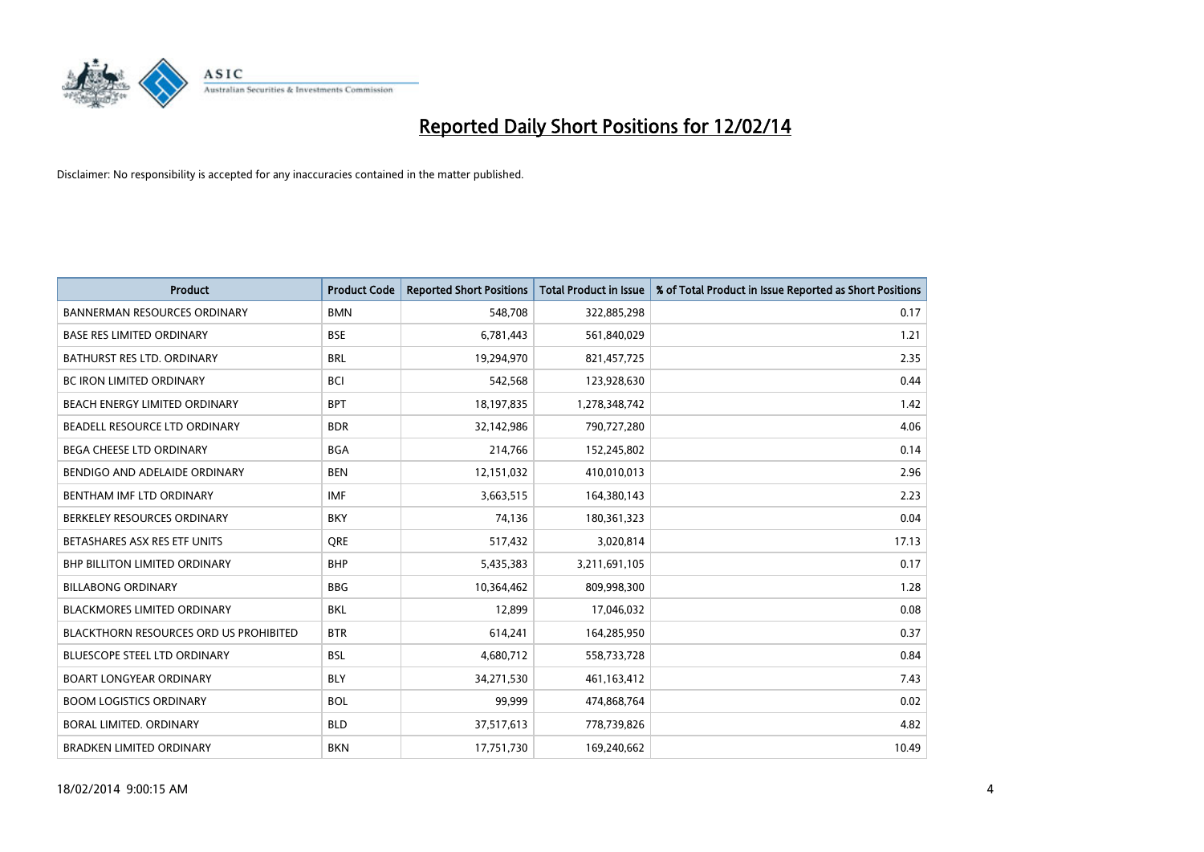# Reported Daily Short Positions for 12/02/14

Disclaimer: No responsibility is accepted for any inaccuracies contained in the matter published.

| Product | Product Code | Reported Short Positions | Total Product in Issue | % of Total Product in Issue Reported as Short Positions |
|---|---|---|---|---|
| BANNERMAN RESOURCES ORDINARY | BMN | 548,708 | 322,885,298 | 0.17 |
| BASE RES LIMITED ORDINARY | BSE | 6,781,443 | 561,840,029 | 1.21 |
| BATHURST RES LTD. ORDINARY | BRL | 19,294,970 | 821,457,725 | 2.35 |
| BC IRON LIMITED ORDINARY | BCI | 542,568 | 123,928,630 | 0.44 |
| BEACH ENERGY LIMITED ORDINARY | BPT | 18,197,835 | 1,278,348,742 | 1.42 |
| BEADELL RESOURCE LTD ORDINARY | BDR | 32,142,986 | 790,727,280 | 4.06 |
| BEGA CHEESE LTD ORDINARY | BGA | 214,766 | 152,245,802 | 0.14 |
| BENDIGO AND ADELAIDE ORDINARY | BEN | 12,151,032 | 410,010,013 | 2.96 |
| BENTHAM IMF LTD ORDINARY | IMF | 3,663,515 | 164,380,143 | 2.23 |
| BERKELEY RESOURCES ORDINARY | BKY | 74,136 | 180,361,323 | 0.04 |
| BETASHARES ASX RES ETF UNITS | QRE | 517,432 | 3,020,814 | 17.13 |
| BHP BILLITON LIMITED ORDINARY | BHP | 5,435,383 | 3,211,691,105 | 0.17 |
| BILLABONG ORDINARY | BBG | 10,364,462 | 809,998,300 | 1.28 |
| BLACKMORES LIMITED ORDINARY | BKL | 12,899 | 17,046,032 | 0.08 |
| BLACKTHORN RESOURCES ORD US PROHIBITED | BTR | 614,241 | 164,285,950 | 0.37 |
| BLUESCOPE STEEL LTD ORDINARY | BSL | 4,680,712 | 558,733,728 | 0.84 |
| BOART LONGYEAR ORDINARY | BLY | 34,271,530 | 461,163,412 | 7.43 |
| BOOM LOGISTICS ORDINARY | BOL | 99,999 | 474,868,764 | 0.02 |
| BORAL LIMITED. ORDINARY | BLD | 37,517,613 | 778,739,826 | 4.82 |
| BRADKEN LIMITED ORDINARY | BKN | 17,751,730 | 169,240,662 | 10.49 |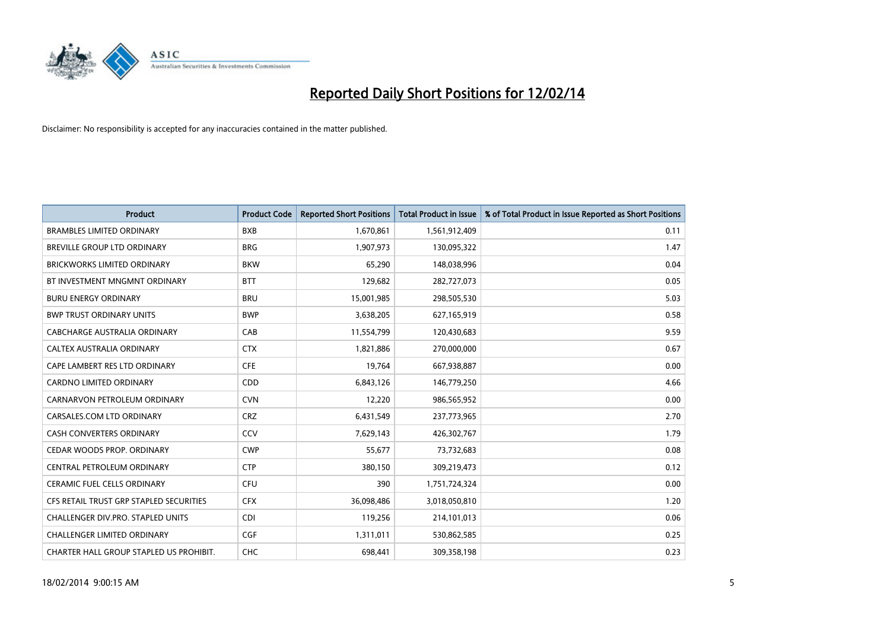# Reported Daily Short Positions for 12/02/14

Disclaimer: No responsibility is accepted for any inaccuracies contained in the matter published.

| Product | Product Code | Reported Short Positions | Total Product in Issue | % of Total Product in Issue Reported as Short Positions |
|---|---|---|---|---|
| BRAMBLES LIMITED ORDINARY | BXB | 1,670,861 | 1,561,912,409 | 0.11 |
| BREVILLE GROUP LTD ORDINARY | BRG | 1,907,973 | 130,095,322 | 1.47 |
| BRICKWORKS LIMITED ORDINARY | BKW | 65,290 | 148,038,996 | 0.04 |
| BT INVESTMENT MNGMNT ORDINARY | BTT | 129,682 | 282,727,073 | 0.05 |
| BURU ENERGY ORDINARY | BRU | 15,001,985 | 298,505,530 | 5.03 |
| BWP TRUST ORDINARY UNITS | BWP | 3,638,205 | 627,165,919 | 0.58 |
| CABCHARGE AUSTRALIA ORDINARY | CAB | 11,554,799 | 120,430,683 | 9.59 |
| CALTEX AUSTRALIA ORDINARY | CTX | 1,821,886 | 270,000,000 | 0.67 |
| CAPE LAMBERT RES LTD ORDINARY | CFE | 19,764 | 667,938,887 | 0.00 |
| CARDNO LIMITED ORDINARY | CDD | 6,843,126 | 146,779,250 | 4.66 |
| CARNARVON PETROLEUM ORDINARY | CVN | 12,220 | 986,565,952 | 0.00 |
| CARSALES.COM LTD ORDINARY | CRZ | 6,431,549 | 237,773,965 | 2.70 |
| CASH CONVERTERS ORDINARY | CCV | 7,629,143 | 426,302,767 | 1.79 |
| CEDAR WOODS PROP. ORDINARY | CWP | 55,677 | 73,732,683 | 0.08 |
| CENTRAL PETROLEUM ORDINARY | CTP | 380,150 | 309,219,473 | 0.12 |
| CERAMIC FUEL CELLS ORDINARY | CFU | 390 | 1,751,724,324 | 0.00 |
| CFS RETAIL TRUST GRP STAPLED SECURITIES | CFX | 36,098,486 | 3,018,050,810 | 1.20 |
| CHALLENGER DIV.PRO. STAPLED UNITS | CDI | 119,256 | 214,101,013 | 0.06 |
| CHALLENGER LIMITED ORDINARY | CGF | 1,311,011 | 530,862,585 | 0.25 |
| CHARTER HALL GROUP STAPLED US PROHIBIT. | CHC | 698,441 | 309,358,198 | 0.23 |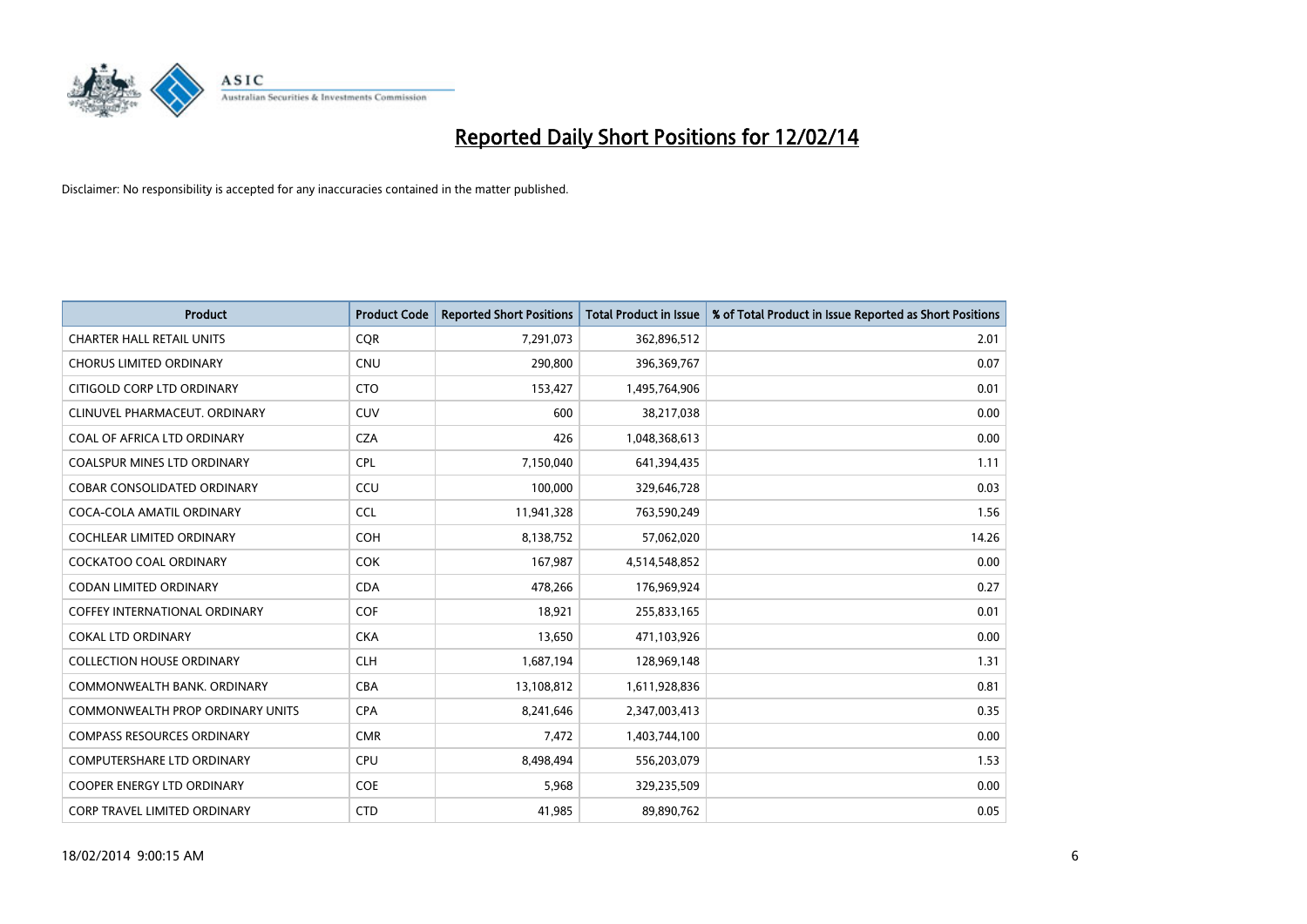# Reported Daily Short Positions for 12/02/14

Disclaimer: No responsibility is accepted for any inaccuracies contained in the matter published.

| Product | Product Code | Reported Short Positions | Total Product in Issue | % of Total Product in Issue Reported as Short Positions |
|---|---|---|---|---|
| CHARTER HALL RETAIL UNITS | CQR | 7,291,073 | 362,896,512 | 2.01 |
| CHORUS LIMITED ORDINARY | CNU | 290,800 | 396,369,767 | 0.07 |
| CITIGOLD CORP LTD ORDINARY | CTO | 153,427 | 1,495,764,906 | 0.01 |
| CLINUVEL PHARMACEUT. ORDINARY | CUV | 600 | 38,217,038 | 0.00 |
| COAL OF AFRICA LTD ORDINARY | CZA | 426 | 1,048,368,613 | 0.00 |
| COALSPUR MINES LTD ORDINARY | CPL | 7,150,040 | 641,394,435 | 1.11 |
| COBAR CONSOLIDATED ORDINARY | CCU | 100,000 | 329,646,728 | 0.03 |
| COCA-COLA AMATIL ORDINARY | CCL | 11,941,328 | 763,590,249 | 1.56 |
| COCHLEAR LIMITED ORDINARY | COH | 8,138,752 | 57,062,020 | 14.26 |
| COCKATOO COAL ORDINARY | COK | 167,987 | 4,514,548,852 | 0.00 |
| CODAN LIMITED ORDINARY | CDA | 478,266 | 176,969,924 | 0.27 |
| COFFEY INTERNATIONAL ORDINARY | COF | 18,921 | 255,833,165 | 0.01 |
| COKAL LTD ORDINARY | CKA | 13,650 | 471,103,926 | 0.00 |
| COLLECTION HOUSE ORDINARY | CLH | 1,687,194 | 128,969,148 | 1.31 |
| COMMONWEALTH BANK. ORDINARY | CBA | 13,108,812 | 1,611,928,836 | 0.81 |
| COMMONWEALTH PROP ORDINARY UNITS | CPA | 8,241,646 | 2,347,003,413 | 0.35 |
| COMPASS RESOURCES ORDINARY | CMR | 7,472 | 1,403,744,100 | 0.00 |
| COMPUTERSHARE LTD ORDINARY | CPU | 8,498,494 | 556,203,079 | 1.53 |
| COOPER ENERGY LTD ORDINARY | COE | 5,968 | 329,235,509 | 0.00 |
| CORP TRAVEL LIMITED ORDINARY | CTD | 41,985 | 89,890,762 | 0.05 |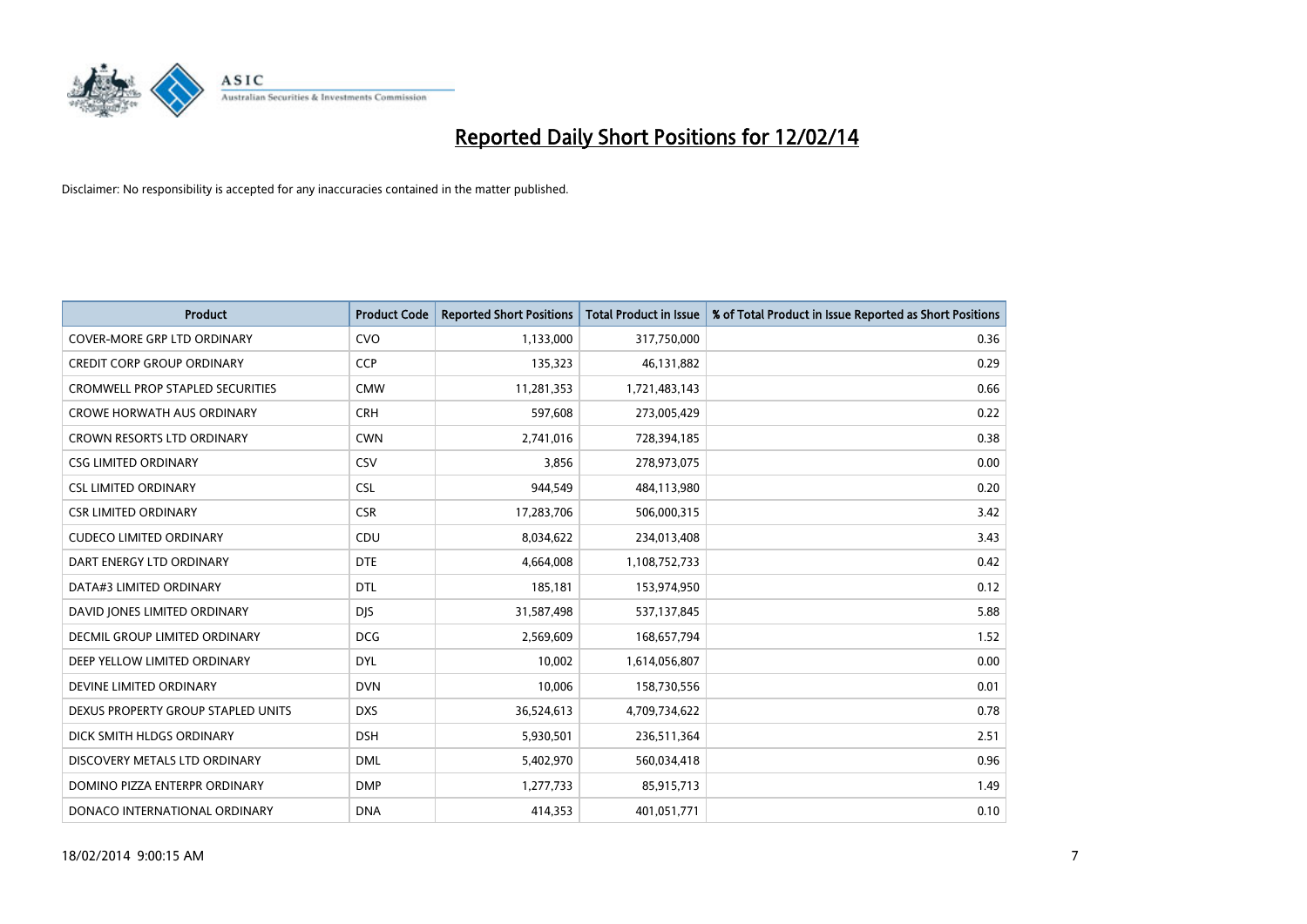# Reported Daily Short Positions for 12/02/14

Disclaimer: No responsibility is accepted for any inaccuracies contained in the matter published.

| Product | Product Code | Reported Short Positions | Total Product in Issue | % of Total Product in Issue Reported as Short Positions |
|---|---|---|---|---|
| COVER-MORE GRP LTD ORDINARY | CVO | 1,133,000 | 317,750,000 | 0.36 |
| CREDIT CORP GROUP ORDINARY | CCP | 135,323 | 46,131,882 | 0.29 |
| CROMWELL PROP STAPLED SECURITIES | CMW | 11,281,353 | 1,721,483,143 | 0.66 |
| CROWE HORWATH AUS ORDINARY | CRH | 597,608 | 273,005,429 | 0.22 |
| CROWN RESORTS LTD ORDINARY | CWN | 2,741,016 | 728,394,185 | 0.38 |
| CSG LIMITED ORDINARY | CSV | 3,856 | 278,973,075 | 0.00 |
| CSL LIMITED ORDINARY | CSL | 944,549 | 484,113,980 | 0.20 |
| CSR LIMITED ORDINARY | CSR | 17,283,706 | 506,000,315 | 3.42 |
| CUDECO LIMITED ORDINARY | CDU | 8,034,622 | 234,013,408 | 3.43 |
| DART ENERGY LTD ORDINARY | DTE | 4,664,008 | 1,108,752,733 | 0.42 |
| DATA#3 LIMITED ORDINARY | DTL | 185,181 | 153,974,950 | 0.12 |
| DAVID JONES LIMITED ORDINARY | DJS | 31,587,498 | 537,137,845 | 5.88 |
| DECMIL GROUP LIMITED ORDINARY | DCG | 2,569,609 | 168,657,794 | 1.52 |
| DEEP YELLOW LIMITED ORDINARY | DYL | 10,002 | 1,614,056,807 | 0.00 |
| DEVINE LIMITED ORDINARY | DVN | 10,006 | 158,730,556 | 0.01 |
| DEXUS PROPERTY GROUP STAPLED UNITS | DXS | 36,524,613 | 4,709,734,622 | 0.78 |
| DICK SMITH HLDGS ORDINARY | DSH | 5,930,501 | 236,511,364 | 2.51 |
| DISCOVERY METALS LTD ORDINARY | DML | 5,402,970 | 560,034,418 | 0.96 |
| DOMINO PIZZA ENTERPR ORDINARY | DMP | 1,277,733 | 85,915,713 | 1.49 |
| DONACO INTERNATIONAL ORDINARY | DNA | 414,353 | 401,051,771 | 0.10 |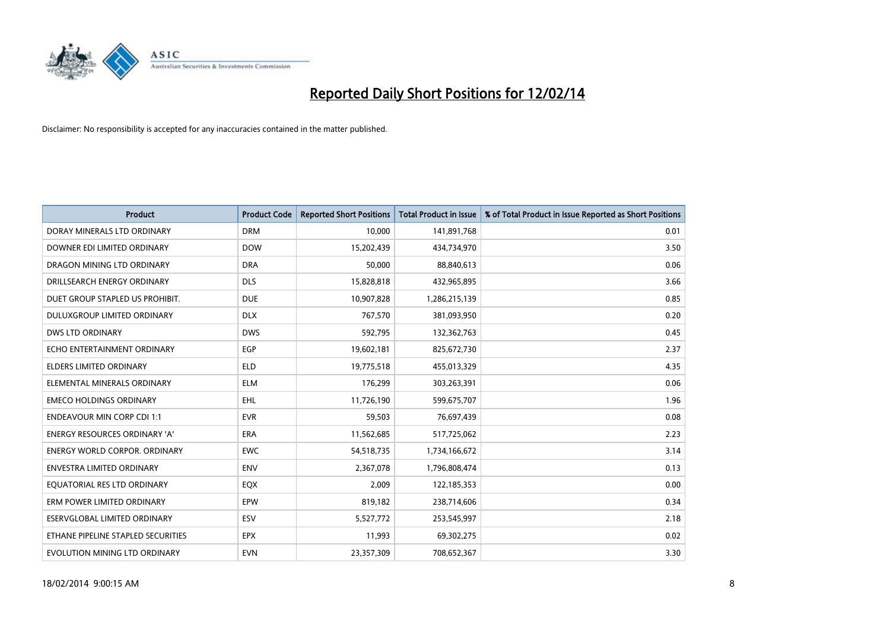# Reported Daily Short Positions for 12/02/14

Disclaimer: No responsibility is accepted for any inaccuracies contained in the matter published.

| Product | Product Code | Reported Short Positions | Total Product in Issue | % of Total Product in Issue Reported as Short Positions |
|---|---|---|---|---|
| DORAY MINERALS LTD ORDINARY | DRM | 10,000 | 141,891,768 | 0.01 |
| DOWNER EDI LIMITED ORDINARY | DOW | 15,202,439 | 434,734,970 | 3.50 |
| DRAGON MINING LTD ORDINARY | DRA | 50,000 | 88,840,613 | 0.06 |
| DRILLSEARCH ENERGY ORDINARY | DLS | 15,828,818 | 432,965,895 | 3.66 |
| DUET GROUP STAPLED US PROHIBIT. | DUE | 10,907,828 | 1,286,215,139 | 0.85 |
| DULUXGROUP LIMITED ORDINARY | DLX | 767,570 | 381,093,950 | 0.20 |
| DWS LTD ORDINARY | DWS | 592,795 | 132,362,763 | 0.45 |
| ECHO ENTERTAINMENT ORDINARY | EGP | 19,602,181 | 825,672,730 | 2.37 |
| ELDERS LIMITED ORDINARY | ELD | 19,775,518 | 455,013,329 | 4.35 |
| ELEMENTAL MINERALS ORDINARY | ELM | 176,299 | 303,263,391 | 0.06 |
| EMECO HOLDINGS ORDINARY | EHL | 11,726,190 | 599,675,707 | 1.96 |
| ENDEAVOUR MIN CORP CDI 1:1 | EVR | 59,503 | 76,697,439 | 0.08 |
| ENERGY RESOURCES ORDINARY 'A' | ERA | 11,562,685 | 517,725,062 | 2.23 |
| ENERGY WORLD CORPOR. ORDINARY | EWC | 54,518,735 | 1,734,166,672 | 3.14 |
| ENVESTRA LIMITED ORDINARY | ENV | 2,367,078 | 1,796,808,474 | 0.13 |
| EQUATORIAL RES LTD ORDINARY | EQX | 2,009 | 122,185,353 | 0.00 |
| ERM POWER LIMITED ORDINARY | EPW | 819,182 | 238,714,606 | 0.34 |
| ESERVGLOBAL LIMITED ORDINARY | ESV | 5,527,772 | 253,545,997 | 2.18 |
| ETHANE PIPELINE STAPLED SECURITIES | EPX | 11,993 | 69,302,275 | 0.02 |
| EVOLUTION MINING LTD ORDINARY | EVN | 23,357,309 | 708,652,367 | 3.30 |

18/02/2014 9:00:15 AM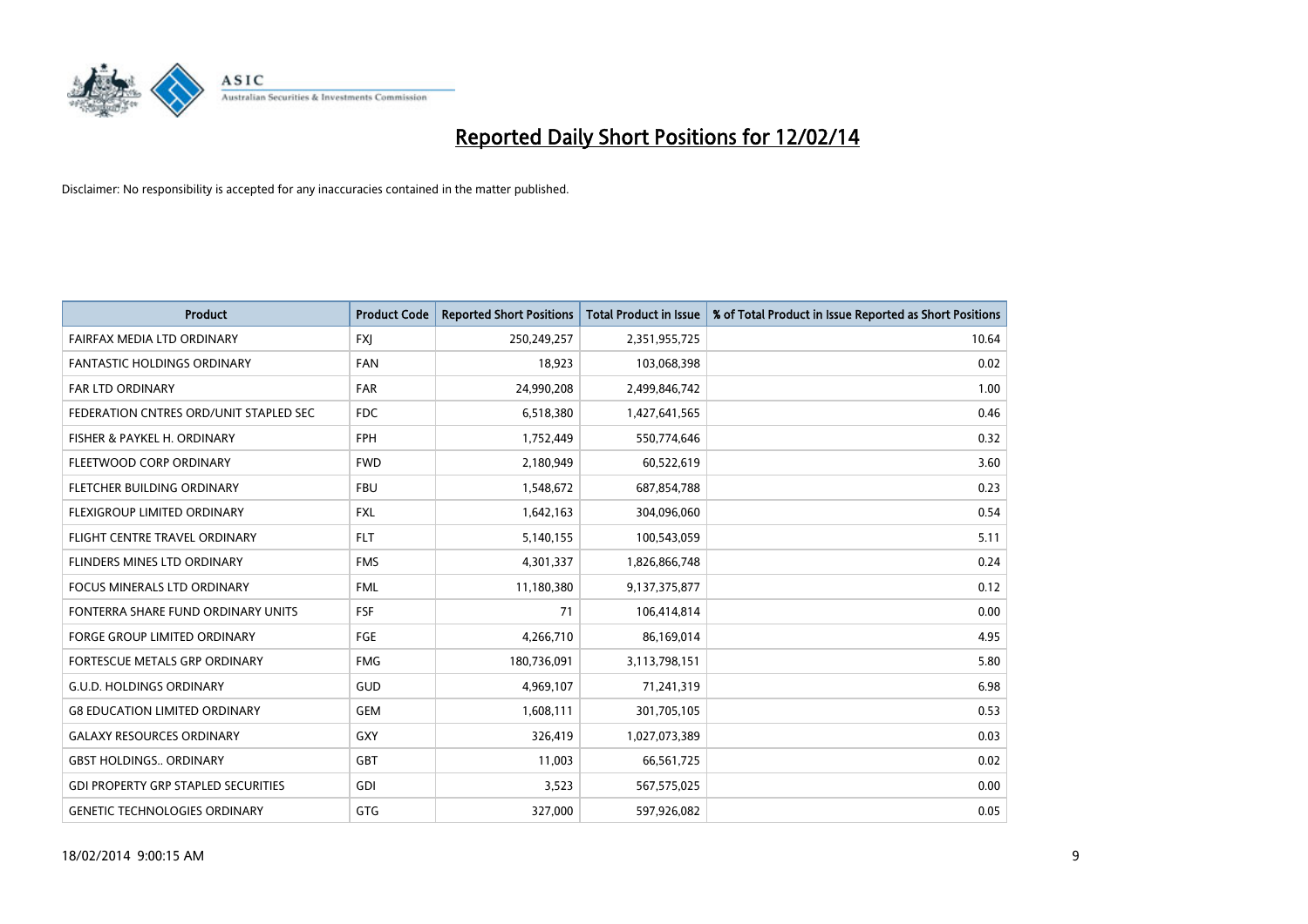# Reported Daily Short Positions for 12/02/14

Disclaimer: No responsibility is accepted for any inaccuracies contained in the matter published.

| Product | Product Code | Reported Short Positions | Total Product in Issue | % of Total Product in Issue Reported as Short Positions |
|---|---|---|---|---|
| FAIRFAX MEDIA LTD ORDINARY | FXJ | 250,249,257 | 2,351,955,725 | 10.64 |
| FANTASTIC HOLDINGS ORDINARY | FAN | 18,923 | 103,068,398 | 0.02 |
| FAR LTD ORDINARY | FAR | 24,990,208 | 2,499,846,742 | 1.00 |
| FEDERATION CNTRES ORD/UNIT STAPLED SEC | FDC | 6,518,380 | 1,427,641,565 | 0.46 |
| FISHER & PAYKEL H. ORDINARY | FPH | 1,752,449 | 550,774,646 | 0.32 |
| FLEETWOOD CORP ORDINARY | FWD | 2,180,949 | 60,522,619 | 3.60 |
| FLETCHER BUILDING ORDINARY | FBU | 1,548,672 | 687,854,788 | 0.23 |
| FLEXIGROUP LIMITED ORDINARY | FXL | 1,642,163 | 304,096,060 | 0.54 |
| FLIGHT CENTRE TRAVEL ORDINARY | FLT | 5,140,155 | 100,543,059 | 5.11 |
| FLINDERS MINES LTD ORDINARY | FMS | 4,301,337 | 1,826,866,748 | 0.24 |
| FOCUS MINERALS LTD ORDINARY | FML | 11,180,380 | 9,137,375,877 | 0.12 |
| FONTERRA SHARE FUND ORDINARY UNITS | FSF | 71 | 106,414,814 | 0.00 |
| FORGE GROUP LIMITED ORDINARY | FGE | 4,266,710 | 86,169,014 | 4.95 |
| FORTESCUE METALS GRP ORDINARY | FMG | 180,736,091 | 3,113,798,151 | 5.80 |
| G.U.D. HOLDINGS ORDINARY | GUD | 4,969,107 | 71,241,319 | 6.98 |
| G8 EDUCATION LIMITED ORDINARY | GEM | 1,608,111 | 301,705,105 | 0.53 |
| GALAXY RESOURCES ORDINARY | GXY | 326,419 | 1,027,073,389 | 0.03 |
| GBST HOLDINGS.. ORDINARY | GBT | 11,003 | 66,561,725 | 0.02 |
| GDI PROPERTY GRP STAPLED SECURITIES | GDI | 3,523 | 567,575,025 | 0.00 |
| GENETIC TECHNOLOGIES ORDINARY | GTG | 327,000 | 597,926,082 | 0.05 |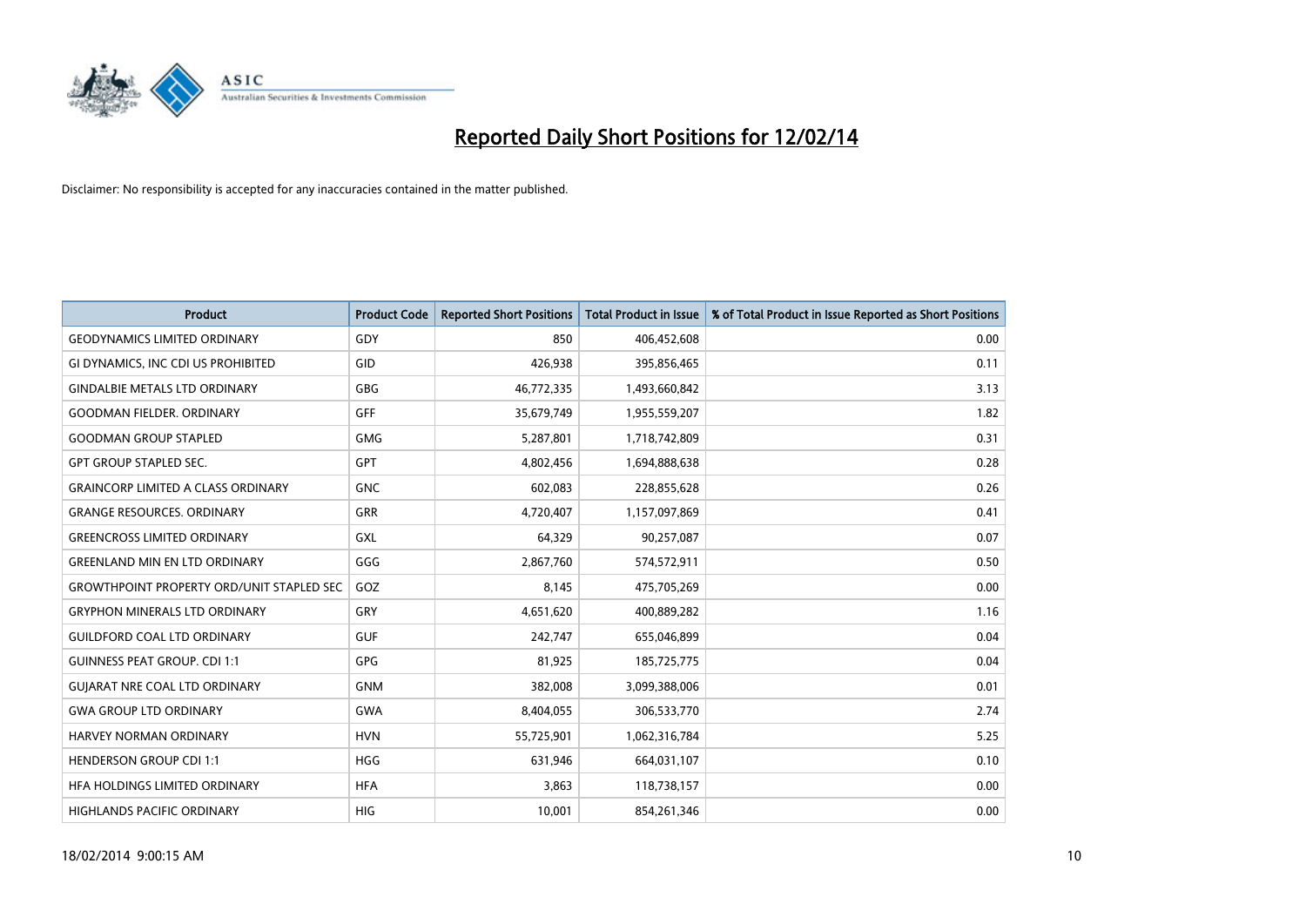# Reported Daily Short Positions for 12/02/14

Disclaimer: No responsibility is accepted for any inaccuracies contained in the matter published.

| Product | Product Code | Reported Short Positions | Total Product in Issue | % of Total Product in Issue Reported as Short Positions |
|---|---|---|---|---|
| GEODYNAMICS LIMITED ORDINARY | GDY | 850 | 406,452,608 | 0.00 |
| GI DYNAMICS, INC CDI US PROHIBITED | GID | 426,938 | 395,856,465 | 0.11 |
| GINDALBIE METALS LTD ORDINARY | GBG | 46,772,335 | 1,493,660,842 | 3.13 |
| GOODMAN FIELDER. ORDINARY | GFF | 35,679,749 | 1,955,559,207 | 1.82 |
| GOODMAN GROUP STAPLED | GMG | 5,287,801 | 1,718,742,809 | 0.31 |
| GPT GROUP STAPLED SEC. | GPT | 4,802,456 | 1,694,888,638 | 0.28 |
| GRAINCORP LIMITED A CLASS ORDINARY | GNC | 602,083 | 228,855,628 | 0.26 |
| GRANGE RESOURCES. ORDINARY | GRR | 4,720,407 | 1,157,097,869 | 0.41 |
| GREENCROSS LIMITED ORDINARY | GXL | 64,329 | 90,257,087 | 0.07 |
| GREENLAND MIN EN LTD ORDINARY | GGG | 2,867,760 | 574,572,911 | 0.50 |
| GROWTHPOINT PROPERTY ORD/UNIT STAPLED SEC | GOZ | 8,145 | 475,705,269 | 0.00 |
| GRYPHON MINERALS LTD ORDINARY | GRY | 4,651,620 | 400,889,282 | 1.16 |
| GUILDFORD COAL LTD ORDINARY | GUF | 242,747 | 655,046,899 | 0.04 |
| GUINNESS PEAT GROUP. CDI 1:1 | GPG | 81,925 | 185,725,775 | 0.04 |
| GUJARAT NRE COAL LTD ORDINARY | GNM | 382,008 | 3,099,388,006 | 0.01 |
| GWA GROUP LTD ORDINARY | GWA | 8,404,055 | 306,533,770 | 2.74 |
| HARVEY NORMAN ORDINARY | HVN | 55,725,901 | 1,062,316,784 | 5.25 |
| HENDERSON GROUP CDI 1:1 | HGG | 631,946 | 664,031,107 | 0.10 |
| HFA HOLDINGS LIMITED ORDINARY | HFA | 3,863 | 118,738,157 | 0.00 |
| HIGHLANDS PACIFIC ORDINARY | HIG | 10,001 | 854,261,346 | 0.00 |

18/02/2014 9:00:15 AM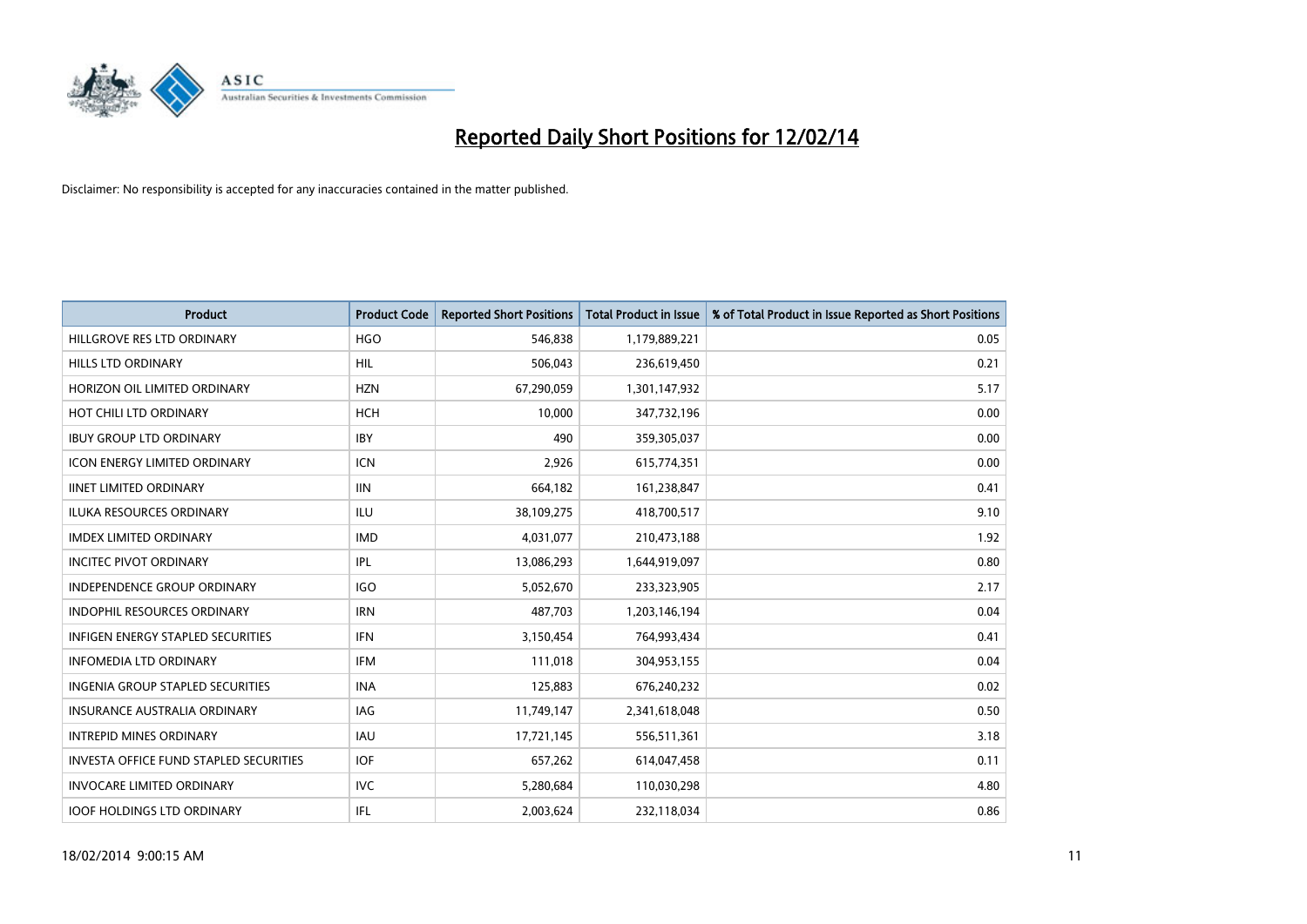# Reported Daily Short Positions for 12/02/14

Disclaimer: No responsibility is accepted for any inaccuracies contained in the matter published.

| Product | Product Code | Reported Short Positions | Total Product in Issue | % of Total Product in Issue Reported as Short Positions |
|---|---|---|---|---|
| HILLGROVE RES LTD ORDINARY | HGO | 546,838 | 1,179,889,221 | 0.05 |
| HILLS LTD ORDINARY | HIL | 506,043 | 236,619,450 | 0.21 |
| HORIZON OIL LIMITED ORDINARY | HZN | 67,290,059 | 1,301,147,932 | 5.17 |
| HOT CHILI LTD ORDINARY | HCH | 10,000 | 347,732,196 | 0.00 |
| IBUY GROUP LTD ORDINARY | IBY | 490 | 359,305,037 | 0.00 |
| ICON ENERGY LIMITED ORDINARY | ICN | 2,926 | 615,774,351 | 0.00 |
| IINET LIMITED ORDINARY | IIN | 664,182 | 161,238,847 | 0.41 |
| ILUKA RESOURCES ORDINARY | ILU | 38,109,275 | 418,700,517 | 9.10 |
| IMDEX LIMITED ORDINARY | IMD | 4,031,077 | 210,473,188 | 1.92 |
| INCITEC PIVOT ORDINARY | IPL | 13,086,293 | 1,644,919,097 | 0.80 |
| INDEPENDENCE GROUP ORDINARY | IGO | 5,052,670 | 233,323,905 | 2.17 |
| INDOPHIL RESOURCES ORDINARY | IRN | 487,703 | 1,203,146,194 | 0.04 |
| INFIGEN ENERGY STAPLED SECURITIES | IFN | 3,150,454 | 764,993,434 | 0.41 |
| INFOMEDIA LTD ORDINARY | IFM | 111,018 | 304,953,155 | 0.04 |
| INGENIA GROUP STAPLED SECURITIES | INA | 125,883 | 676,240,232 | 0.02 |
| INSURANCE AUSTRALIA ORDINARY | IAG | 11,749,147 | 2,341,618,048 | 0.50 |
| INTREPID MINES ORDINARY | IAU | 17,721,145 | 556,511,361 | 3.18 |
| INVESTA OFFICE FUND STAPLED SECURITIES | IOF | 657,262 | 614,047,458 | 0.11 |
| INVOCARE LIMITED ORDINARY | IVC | 5,280,684 | 110,030,298 | 4.80 |
| IOOF HOLDINGS LTD ORDINARY | IFL | 2,003,624 | 232,118,034 | 0.86 |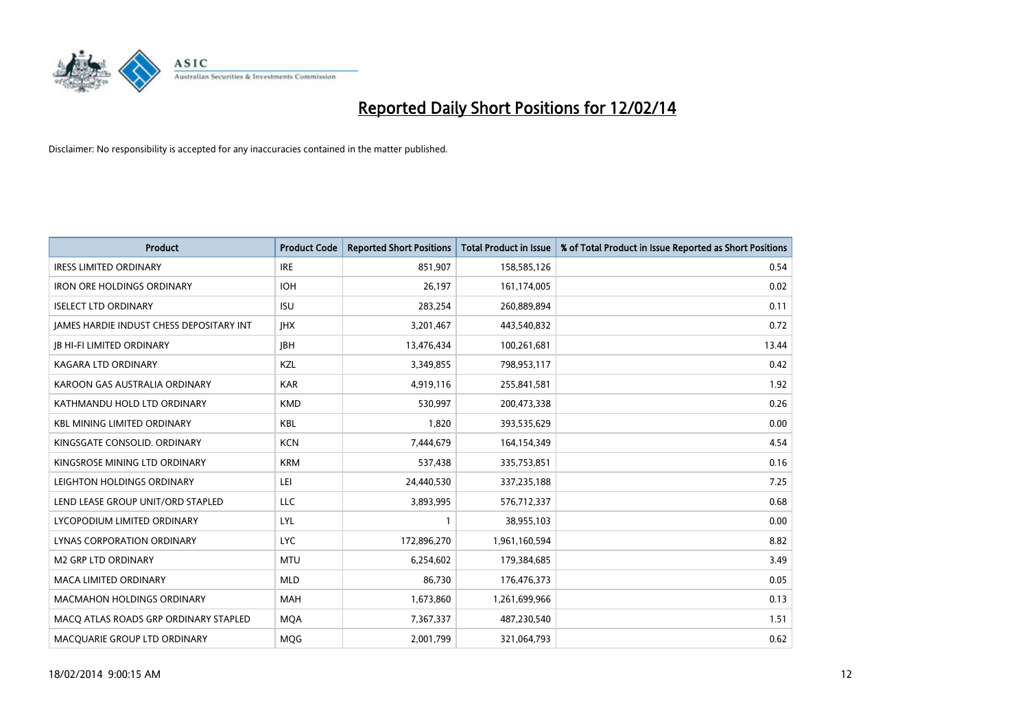# Reported Daily Short Positions for 12/02/14

Disclaimer: No responsibility is accepted for any inaccuracies contained in the matter published.

| Product | Product Code | Reported Short Positions | Total Product in Issue | % of Total Product in Issue Reported as Short Positions |
|---|---|---|---|---|
| IRESS LIMITED ORDINARY | IRE | 851,907 | 158,585,126 | 0.54 |
| IRON ORE HOLDINGS ORDINARY | IOH | 26,197 | 161,174,005 | 0.02 |
| ISELECT LTD ORDINARY | ISU | 283,254 | 260,889,894 | 0.11 |
| JAMES HARDIE INDUST CHESS DEPOSITARY INT | JHX | 3,201,467 | 443,540,832 | 0.72 |
| JB HI-FI LIMITED ORDINARY | JBH | 13,476,434 | 100,261,681 | 13.44 |
| KAGARA LTD ORDINARY | KZL | 3,349,855 | 798,953,117 | 0.42 |
| KAROON GAS AUSTRALIA ORDINARY | KAR | 4,919,116 | 255,841,581 | 1.92 |
| KATHMANDU HOLD LTD ORDINARY | KMD | 530,997 | 200,473,338 | 0.26 |
| KBL MINING LIMITED ORDINARY | KBL | 1,820 | 393,535,629 | 0.00 |
| KINGSGATE CONSOLID. ORDINARY | KCN | 7,444,679 | 164,154,349 | 4.54 |
| KINGSROSE MINING LTD ORDINARY | KRM | 537,438 | 335,753,851 | 0.16 |
| LEIGHTON HOLDINGS ORDINARY | LEI | 24,440,530 | 337,235,188 | 7.25 |
| LEND LEASE GROUP UNIT/ORD STAPLED | LLC | 3,893,995 | 576,712,337 | 0.68 |
| LYCOPODIUM LIMITED ORDINARY | LYL | 1 | 38,955,103 | 0.00 |
| LYNAS CORPORATION ORDINARY | LYC | 172,896,270 | 1,961,160,594 | 8.82 |
| M2 GRP LTD ORDINARY | MTU | 6,254,602 | 179,384,685 | 3.49 |
| MACA LIMITED ORDINARY | MLD | 86,730 | 176,476,373 | 0.05 |
| MACMAHON HOLDINGS ORDINARY | MAH | 1,673,860 | 1,261,699,966 | 0.13 |
| MACQ ATLAS ROADS GRP ORDINARY STAPLED | MQA | 7,367,337 | 487,230,540 | 1.51 |
| MACQUARIE GROUP LTD ORDINARY | MQG | 2,001,799 | 321,064,793 | 0.62 |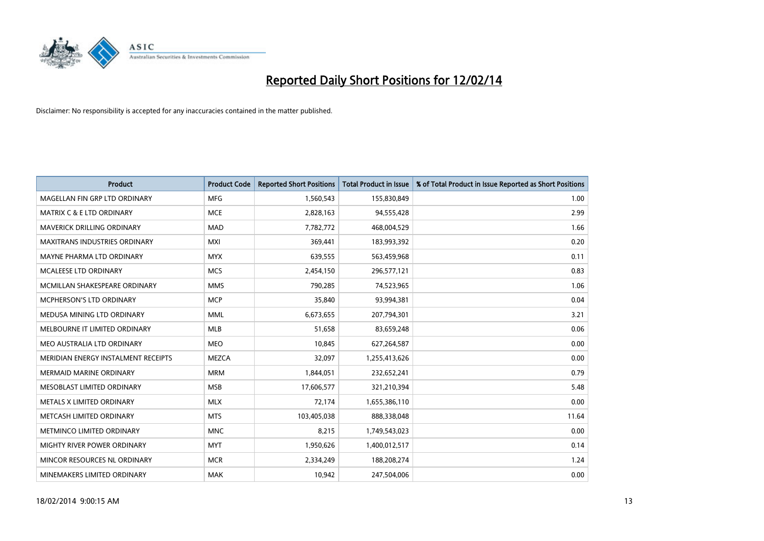# Reported Daily Short Positions for 12/02/14

Disclaimer: No responsibility is accepted for any inaccuracies contained in the matter published.

| Product | Product Code | Reported Short Positions | Total Product in Issue | % of Total Product in Issue Reported as Short Positions |
|---|---|---|---|---|
| MAGELLAN FIN GRP LTD ORDINARY | MFG | 1,560,543 | 155,830,849 | 1.00 |
| MATRIX C & E LTD ORDINARY | MCE | 2,828,163 | 94,555,428 | 2.99 |
| MAVERICK DRILLING ORDINARY | MAD | 7,782,772 | 468,004,529 | 1.66 |
| MAXITRANS INDUSTRIES ORDINARY | MXI | 369,441 | 183,993,392 | 0.20 |
| MAYNE PHARMA LTD ORDINARY | MYX | 639,555 | 563,459,968 | 0.11 |
| MCALEESE LTD ORDINARY | MCS | 2,454,150 | 296,577,121 | 0.83 |
| MCMILLAN SHAKESPEARE ORDINARY | MMS | 790,285 | 74,523,965 | 1.06 |
| MCPHERSON'S LTD ORDINARY | MCP | 35,840 | 93,994,381 | 0.04 |
| MEDUSA MINING LTD ORDINARY | MML | 6,673,655 | 207,794,301 | 3.21 |
| MELBOURNE IT LIMITED ORDINARY | MLB | 51,658 | 83,659,248 | 0.06 |
| MEO AUSTRALIA LTD ORDINARY | MEO | 10,845 | 627,264,587 | 0.00 |
| MERIDIAN ENERGY INSTALMENT RECEIPTS | MEZCA | 32,097 | 1,255,413,626 | 0.00 |
| MERMAID MARINE ORDINARY | MRM | 1,844,051 | 232,652,241 | 0.79 |
| MESOBLAST LIMITED ORDINARY | MSB | 17,606,577 | 321,210,394 | 5.48 |
| METALS X LIMITED ORDINARY | MLX | 72,174 | 1,655,386,110 | 0.00 |
| METCASH LIMITED ORDINARY | MTS | 103,405,038 | 888,338,048 | 11.64 |
| METMINCO LIMITED ORDINARY | MNC | 8,215 | 1,749,543,023 | 0.00 |
| MIGHTY RIVER POWER ORDINARY | MYT | 1,950,626 | 1,400,012,517 | 0.14 |
| MINCOR RESOURCES NL ORDINARY | MCR | 2,334,249 | 188,208,274 | 1.24 |
| MINEMAKERS LIMITED ORDINARY | MAK | 10,942 | 247,504,006 | 0.00 |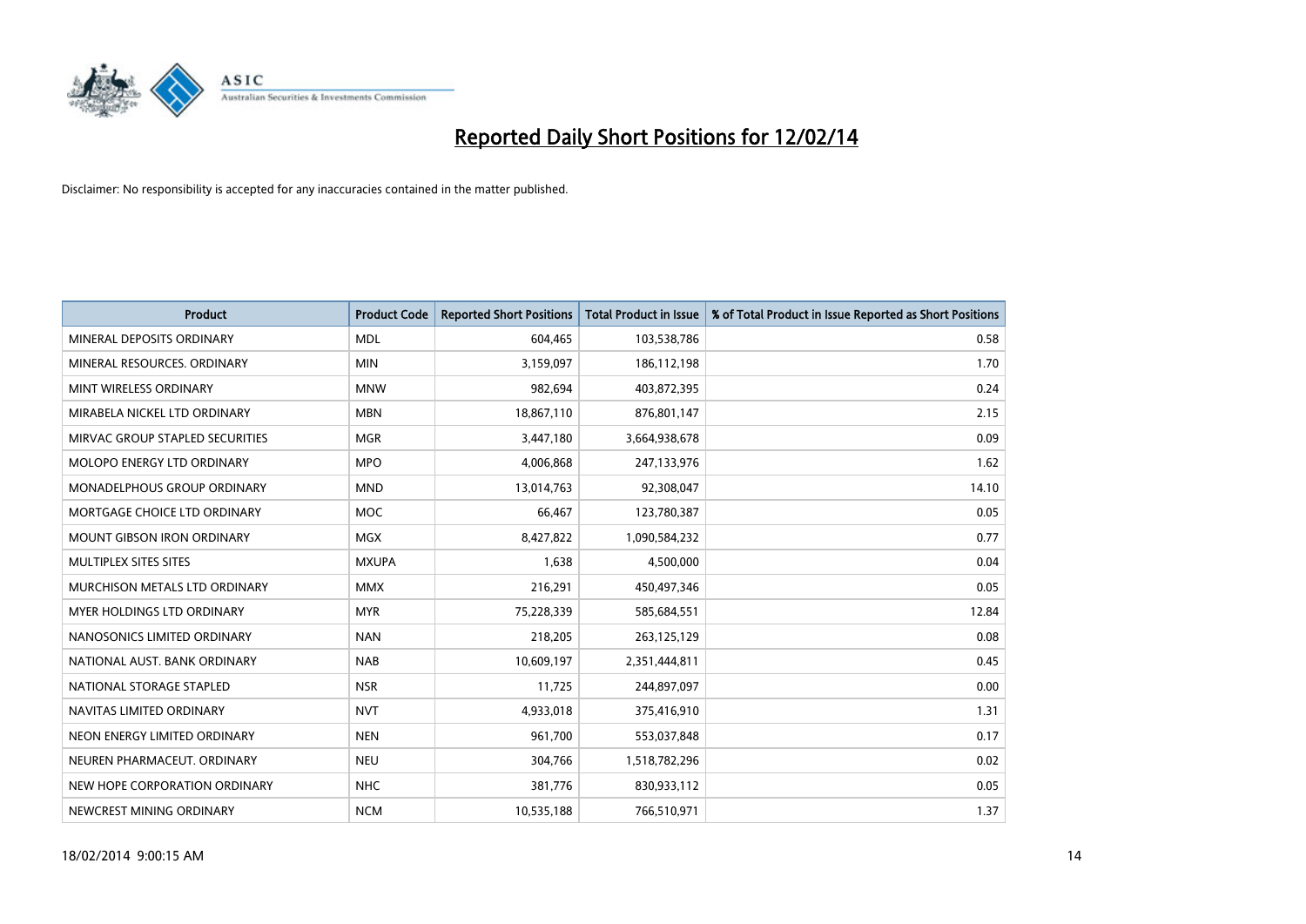# Reported Daily Short Positions for 12/02/14

Disclaimer: No responsibility is accepted for any inaccuracies contained in the matter published.

| Product | Product Code | Reported Short Positions | Total Product in Issue | % of Total Product in Issue Reported as Short Positions |
|---|---|---|---|---|
| MINERAL DEPOSITS ORDINARY | MDL | 604,465 | 103,538,786 | 0.58 |
| MINERAL RESOURCES. ORDINARY | MIN | 3,159,097 | 186,112,198 | 1.70 |
| MINT WIRELESS ORDINARY | MNW | 982,694 | 403,872,395 | 0.24 |
| MIRABELA NICKEL LTD ORDINARY | MBN | 18,867,110 | 876,801,147 | 2.15 |
| MIRVAC GROUP STAPLED SECURITIES | MGR | 3,447,180 | 3,664,938,678 | 0.09 |
| MOLOPO ENERGY LTD ORDINARY | MPO | 4,006,868 | 247,133,976 | 1.62 |
| MONADELPHOUS GROUP ORDINARY | MND | 13,014,763 | 92,308,047 | 14.10 |
| MORTGAGE CHOICE LTD ORDINARY | MOC | 66,467 | 123,780,387 | 0.05 |
| MOUNT GIBSON IRON ORDINARY | MGX | 8,427,822 | 1,090,584,232 | 0.77 |
| MULTIPLEX SITES SITES | MXUPA | 1,638 | 4,500,000 | 0.04 |
| MURCHISON METALS LTD ORDINARY | MMX | 216,291 | 450,497,346 | 0.05 |
| MYER HOLDINGS LTD ORDINARY | MYR | 75,228,339 | 585,684,551 | 12.84 |
| NANOSONICS LIMITED ORDINARY | NAN | 218,205 | 263,125,129 | 0.08 |
| NATIONAL AUST. BANK ORDINARY | NAB | 10,609,197 | 2,351,444,811 | 0.45 |
| NATIONAL STORAGE STAPLED | NSR | 11,725 | 244,897,097 | 0.00 |
| NAVITAS LIMITED ORDINARY | NVT | 4,933,018 | 375,416,910 | 1.31 |
| NEON ENERGY LIMITED ORDINARY | NEN | 961,700 | 553,037,848 | 0.17 |
| NEUREN PHARMACEUT. ORDINARY | NEU | 304,766 | 1,518,782,296 | 0.02 |
| NEW HOPE CORPORATION ORDINARY | NHC | 381,776 | 830,933,112 | 0.05 |
| NEWCREST MINING ORDINARY | NCM | 10,535,188 | 766,510,971 | 1.37 |

18/02/2014 9:00:15 AM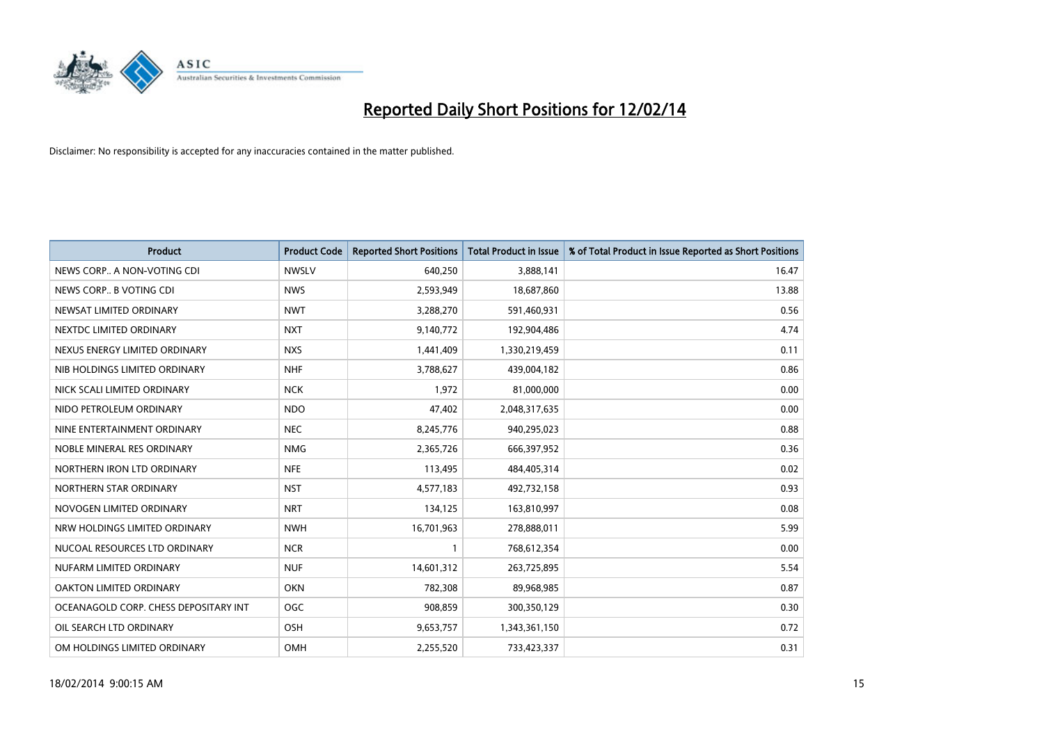# Reported Daily Short Positions for 12/02/14

Disclaimer: No responsibility is accepted for any inaccuracies contained in the matter published.

| Product | Product Code | Reported Short Positions | Total Product in Issue | % of Total Product in Issue Reported as Short Positions |
|---|---|---|---|---|
| NEWS CORP.. A NON-VOTING CDI | NWSLV | 640,250 | 3,888,141 | 16.47 |
| NEWS CORP.. B VOTING CDI | NWS | 2,593,949 | 18,687,860 | 13.88 |
| NEWSAT LIMITED ORDINARY | NWT | 3,288,270 | 591,460,931 | 0.56 |
| NEXTDC LIMITED ORDINARY | NXT | 9,140,772 | 192,904,486 | 4.74 |
| NEXUS ENERGY LIMITED ORDINARY | NXS | 1,441,409 | 1,330,219,459 | 0.11 |
| NIB HOLDINGS LIMITED ORDINARY | NHF | 3,788,627 | 439,004,182 | 0.86 |
| NICK SCALI LIMITED ORDINARY | NCK | 1,972 | 81,000,000 | 0.00 |
| NIDO PETROLEUM ORDINARY | NDO | 47,402 | 2,048,317,635 | 0.00 |
| NINE ENTERTAINMENT ORDINARY | NEC | 8,245,776 | 940,295,023 | 0.88 |
| NOBLE MINERAL RES ORDINARY | NMG | 2,365,726 | 666,397,952 | 0.36 |
| NORTHERN IRON LTD ORDINARY | NFE | 113,495 | 484,405,314 | 0.02 |
| NORTHERN STAR ORDINARY | NST | 4,577,183 | 492,732,158 | 0.93 |
| NOVOGEN LIMITED ORDINARY | NRT | 134,125 | 163,810,997 | 0.08 |
| NRW HOLDINGS LIMITED ORDINARY | NWH | 16,701,963 | 278,888,011 | 5.99 |
| NUCOAL RESOURCES LTD ORDINARY | NCR | 1 | 768,612,354 | 0.00 |
| NUFARM LIMITED ORDINARY | NUF | 14,601,312 | 263,725,895 | 5.54 |
| OAKTON LIMITED ORDINARY | OKN | 782,308 | 89,968,985 | 0.87 |
| OCEANAGOLD CORP. CHESS DEPOSITARY INT | OGC | 908,859 | 300,350,129 | 0.30 |
| OIL SEARCH LTD ORDINARY | OSH | 9,653,757 | 1,343,361,150 | 0.72 |
| OM HOLDINGS LIMITED ORDINARY | OMH | 2,255,520 | 733,423,337 | 0.31 |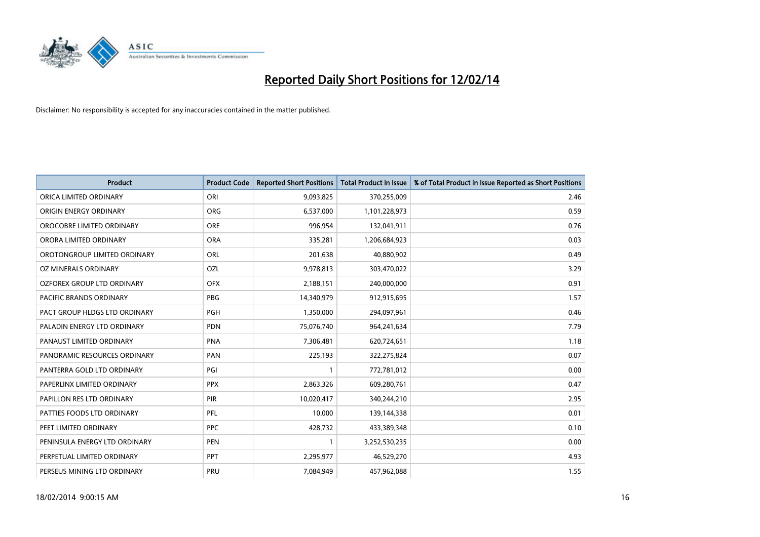# Reported Daily Short Positions for 12/02/14

Disclaimer: No responsibility is accepted for any inaccuracies contained in the matter published.

| Product | Product Code | Reported Short Positions | Total Product in Issue | % of Total Product in Issue Reported as Short Positions |
|---|---|---|---|---|
| ORICA LIMITED ORDINARY | ORI | 9,093,825 | 370,255,009 | 2.46 |
| ORIGIN ENERGY ORDINARY | ORG | 6,537,000 | 1,101,228,973 | 0.59 |
| OROCOBRE LIMITED ORDINARY | ORE | 996,954 | 132,041,911 | 0.76 |
| ORORA LIMITED ORDINARY | ORA | 335,281 | 1,206,684,923 | 0.03 |
| OROTONGROUP LIMITED ORDINARY | ORL | 201,638 | 40,880,902 | 0.49 |
| OZ MINERALS ORDINARY | OZL | 9,978,813 | 303,470,022 | 3.29 |
| OZFOREX GROUP LTD ORDINARY | OFX | 2,188,151 | 240,000,000 | 0.91 |
| PACIFIC BRANDS ORDINARY | PBG | 14,340,979 | 912,915,695 | 1.57 |
| PACT GROUP HLDGS LTD ORDINARY | PGH | 1,350,000 | 294,097,961 | 0.46 |
| PALADIN ENERGY LTD ORDINARY | PDN | 75,076,740 | 964,241,634 | 7.79 |
| PANAUST LIMITED ORDINARY | PNA | 7,306,481 | 620,724,651 | 1.18 |
| PANORAMIC RESOURCES ORDINARY | PAN | 225,193 | 322,275,824 | 0.07 |
| PANTERRA GOLD LTD ORDINARY | PGI | 1 | 772,781,012 | 0.00 |
| PAPERLINX LIMITED ORDINARY | PPX | 2,863,326 | 609,280,761 | 0.47 |
| PAPILLON RES LTD ORDINARY | PIR | 10,020,417 | 340,244,210 | 2.95 |
| PATTIES FOODS LTD ORDINARY | PFL | 10,000 | 139,144,338 | 0.01 |
| PEET LIMITED ORDINARY | PPC | 428,732 | 433,389,348 | 0.10 |
| PENINSULA ENERGY LTD ORDINARY | PEN | 1 | 3,252,530,235 | 0.00 |
| PERPETUAL LIMITED ORDINARY | PPT | 2,295,977 | 46,529,270 | 4.93 |
| PERSEUS MINING LTD ORDINARY | PRU | 7,084,949 | 457,962,088 | 1.55 |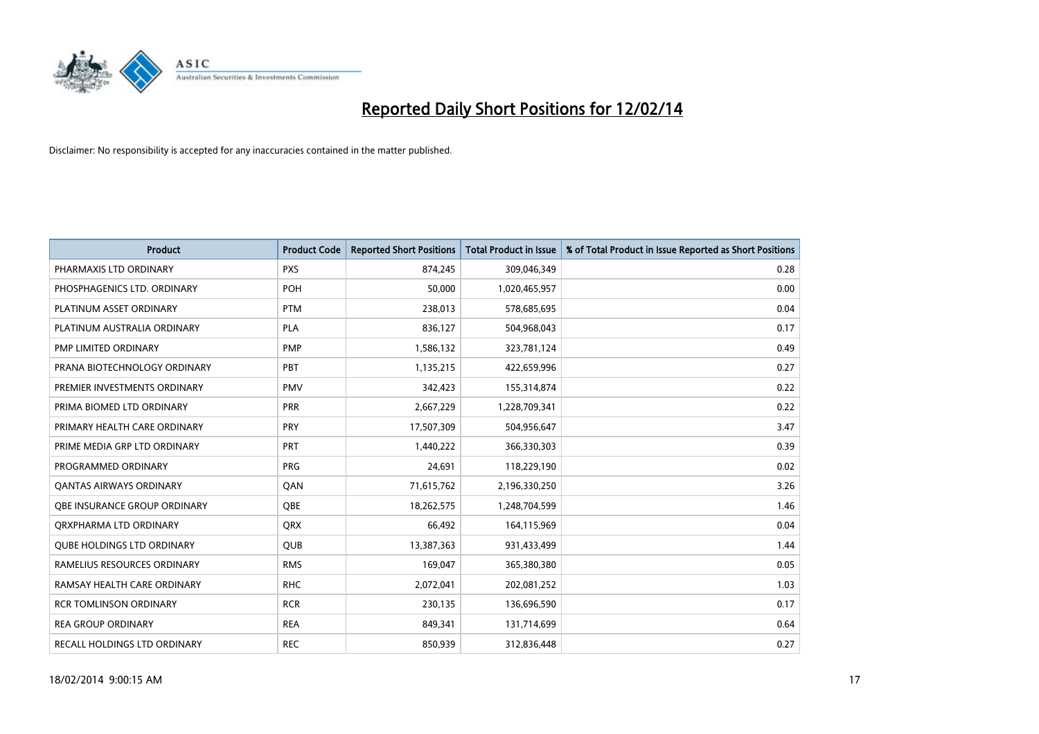# Reported Daily Short Positions for 12/02/14

Disclaimer: No responsibility is accepted for any inaccuracies contained in the matter published.

| Product | Product Code | Reported Short Positions | Total Product in Issue | % of Total Product in Issue Reported as Short Positions |
|---|---|---|---|---|
| PHARMAXIS LTD ORDINARY | PXS | 874,245 | 309,046,349 | 0.28 |
| PHOSPHAGENICS LTD. ORDINARY | POH | 50,000 | 1,020,465,957 | 0.00 |
| PLATINUM ASSET ORDINARY | PTM | 238,013 | 578,685,695 | 0.04 |
| PLATINUM AUSTRALIA ORDINARY | PLA | 836,127 | 504,968,043 | 0.17 |
| PMP LIMITED ORDINARY | PMP | 1,586,132 | 323,781,124 | 0.49 |
| PRANA BIOTECHNOLOGY ORDINARY | PBT | 1,135,215 | 422,659,996 | 0.27 |
| PREMIER INVESTMENTS ORDINARY | PMV | 342,423 | 155,314,874 | 0.22 |
| PRIMA BIOMED LTD ORDINARY | PRR | 2,667,229 | 1,228,709,341 | 0.22 |
| PRIMARY HEALTH CARE ORDINARY | PRY | 17,507,309 | 504,956,647 | 3.47 |
| PRIME MEDIA GRP LTD ORDINARY | PRT | 1,440,222 | 366,330,303 | 0.39 |
| PROGRAMMED ORDINARY | PRG | 24,691 | 118,229,190 | 0.02 |
| QANTAS AIRWAYS ORDINARY | QAN | 71,615,762 | 2,196,330,250 | 3.26 |
| QBE INSURANCE GROUP ORDINARY | QBE | 18,262,575 | 1,248,704,599 | 1.46 |
| QRXPHARMA LTD ORDINARY | QRX | 66,492 | 164,115,969 | 0.04 |
| QUBE HOLDINGS LTD ORDINARY | QUB | 13,387,363 | 931,433,499 | 1.44 |
| RAMELIUS RESOURCES ORDINARY | RMS | 169,047 | 365,380,380 | 0.05 |
| RAMSAY HEALTH CARE ORDINARY | RHC | 2,072,041 | 202,081,252 | 1.03 |
| RCR TOMLINSON ORDINARY | RCR | 230,135 | 136,696,590 | 0.17 |
| REA GROUP ORDINARY | REA | 849,341 | 131,714,699 | 0.64 |
| RECALL HOLDINGS LTD ORDINARY | REC | 850,939 | 312,836,448 | 0.27 |

18/02/2014 9:00:15 AM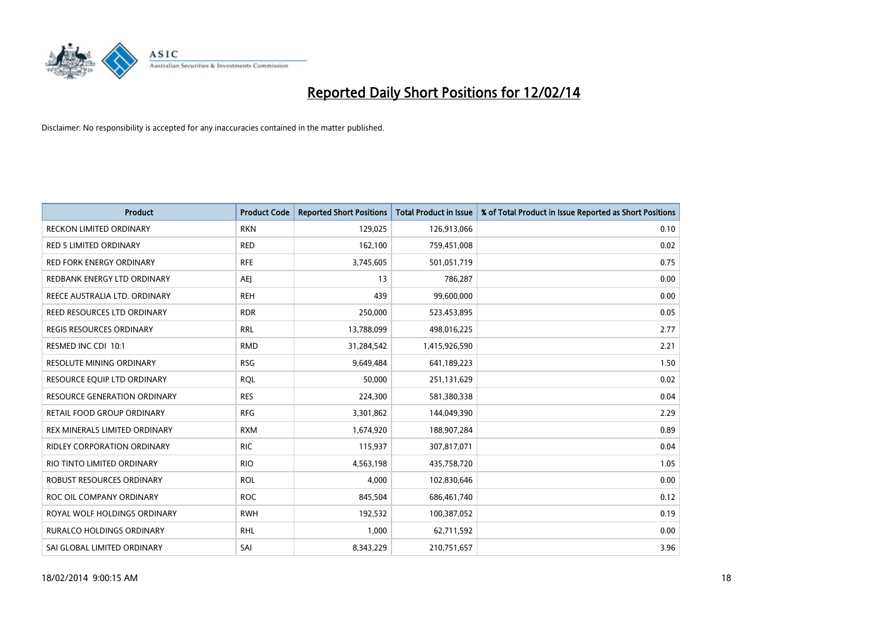# Reported Daily Short Positions for 12/02/14

Disclaimer: No responsibility is accepted for any inaccuracies contained in the matter published.

| Product | Product Code | Reported Short Positions | Total Product in Issue | % of Total Product in Issue Reported as Short Positions |
| --- | --- | --- | --- | --- |
| RECKON LIMITED ORDINARY | RKN | 129,025 | 126,913,066 | 0.10 |
| RED 5 LIMITED ORDINARY | RED | 162,100 | 759,451,008 | 0.02 |
| RED FORK ENERGY ORDINARY | RFE | 3,745,605 | 501,051,719 | 0.75 |
| REDBANK ENERGY LTD ORDINARY | AEJ | 13 | 786,287 | 0.00 |
| REECE AUSTRALIA LTD. ORDINARY | REH | 439 | 99,600,000 | 0.00 |
| REED RESOURCES LTD ORDINARY | RDR | 250,000 | 523,453,895 | 0.05 |
| REGIS RESOURCES ORDINARY | RRL | 13,788,099 | 498,016,225 | 2.77 |
| RESMED INC CDI 10:1 | RMD | 31,284,542 | 1,415,926,590 | 2.21 |
| RESOLUTE MINING ORDINARY | RSG | 9,649,484 | 641,189,223 | 1.50 |
| RESOURCE EQUIP LTD ORDINARY | RQL | 50,000 | 251,131,629 | 0.02 |
| RESOURCE GENERATION ORDINARY | RES | 224,300 | 581,380,338 | 0.04 |
| RETAIL FOOD GROUP ORDINARY | RFG | 3,301,862 | 144,049,390 | 2.29 |
| REX MINERALS LIMITED ORDINARY | RXM | 1,674,920 | 188,907,284 | 0.89 |
| RIDLEY CORPORATION ORDINARY | RIC | 115,937 | 307,817,071 | 0.04 |
| RIO TINTO LIMITED ORDINARY | RIO | 4,563,198 | 435,758,720 | 1.05 |
| ROBUST RESOURCES ORDINARY | ROL | 4,000 | 102,830,646 | 0.00 |
| ROC OIL COMPANY ORDINARY | ROC | 845,504 | 686,461,740 | 0.12 |
| ROYAL WOLF HOLDINGS ORDINARY | RWH | 192,532 | 100,387,052 | 0.19 |
| RURALCO HOLDINGS ORDINARY | RHL | 1,000 | 62,711,592 | 0.00 |
| SAI GLOBAL LIMITED ORDINARY | SAI | 8,343,229 | 210,751,657 | 3.96 |

18/02/2014 9:00:15 AM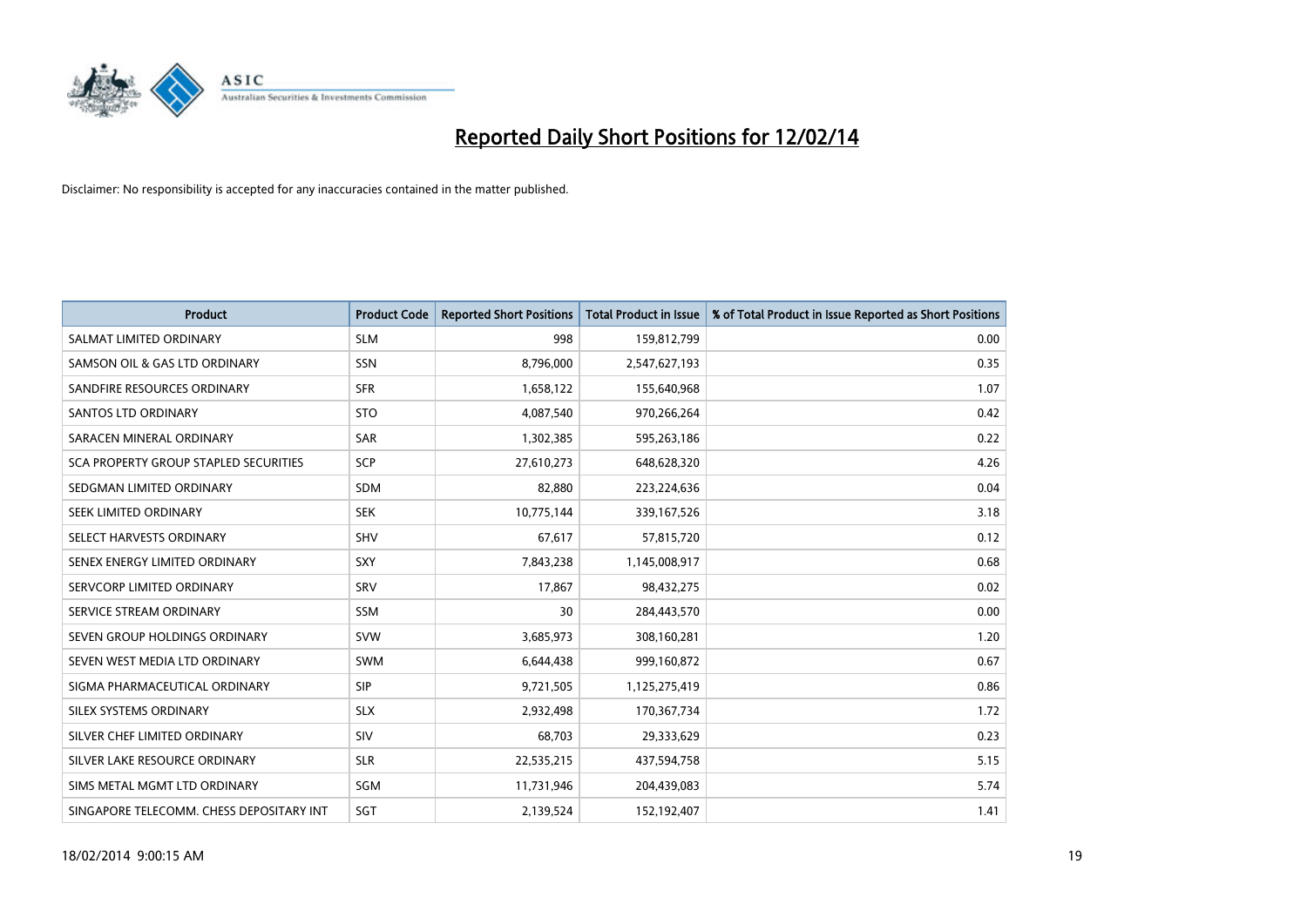# Reported Daily Short Positions for 12/02/14

Disclaimer: No responsibility is accepted for any inaccuracies contained in the matter published.

| Product | Product Code | Reported Short Positions | Total Product in Issue | % of Total Product in Issue Reported as Short Positions |
|---|---|---|---|---|
| SALMAT LIMITED ORDINARY | SLM | 998 | 159,812,799 | 0.00 |
| SAMSON OIL & GAS LTD ORDINARY | SSN | 8,796,000 | 2,547,627,193 | 0.35 |
| SANDFIRE RESOURCES ORDINARY | SFR | 1,658,122 | 155,640,968 | 1.07 |
| SANTOS LTD ORDINARY | STO | 4,087,540 | 970,266,264 | 0.42 |
| SARACEN MINERAL ORDINARY | SAR | 1,302,385 | 595,263,186 | 0.22 |
| SCA PROPERTY GROUP STAPLED SECURITIES | SCP | 27,610,273 | 648,628,320 | 4.26 |
| SEDGMAN LIMITED ORDINARY | SDM | 82,880 | 223,224,636 | 0.04 |
| SEEK LIMITED ORDINARY | SEK | 10,775,144 | 339,167,526 | 3.18 |
| SELECT HARVESTS ORDINARY | SHV | 67,617 | 57,815,720 | 0.12 |
| SENEX ENERGY LIMITED ORDINARY | SXY | 7,843,238 | 1,145,008,917 | 0.68 |
| SERVCORP LIMITED ORDINARY | SRV | 17,867 | 98,432,275 | 0.02 |
| SERVICE STREAM ORDINARY | SSM | 30 | 284,443,570 | 0.00 |
| SEVEN GROUP HOLDINGS ORDINARY | SVW | 3,685,973 | 308,160,281 | 1.20 |
| SEVEN WEST MEDIA LTD ORDINARY | SWM | 6,644,438 | 999,160,872 | 0.67 |
| SIGMA PHARMACEUTICAL ORDINARY | SIP | 9,721,505 | 1,125,275,419 | 0.86 |
| SILEX SYSTEMS ORDINARY | SLX | 2,932,498 | 170,367,734 | 1.72 |
| SILVER CHEF LIMITED ORDINARY | SIV | 68,703 | 29,333,629 | 0.23 |
| SILVER LAKE RESOURCE ORDINARY | SLR | 22,535,215 | 437,594,758 | 5.15 |
| SIMS METAL MGMT LTD ORDINARY | SGM | 11,731,946 | 204,439,083 | 5.74 |
| SINGAPORE TELECOMM. CHESS DEPOSITARY INT | SGT | 2,139,524 | 152,192,407 | 1.41 |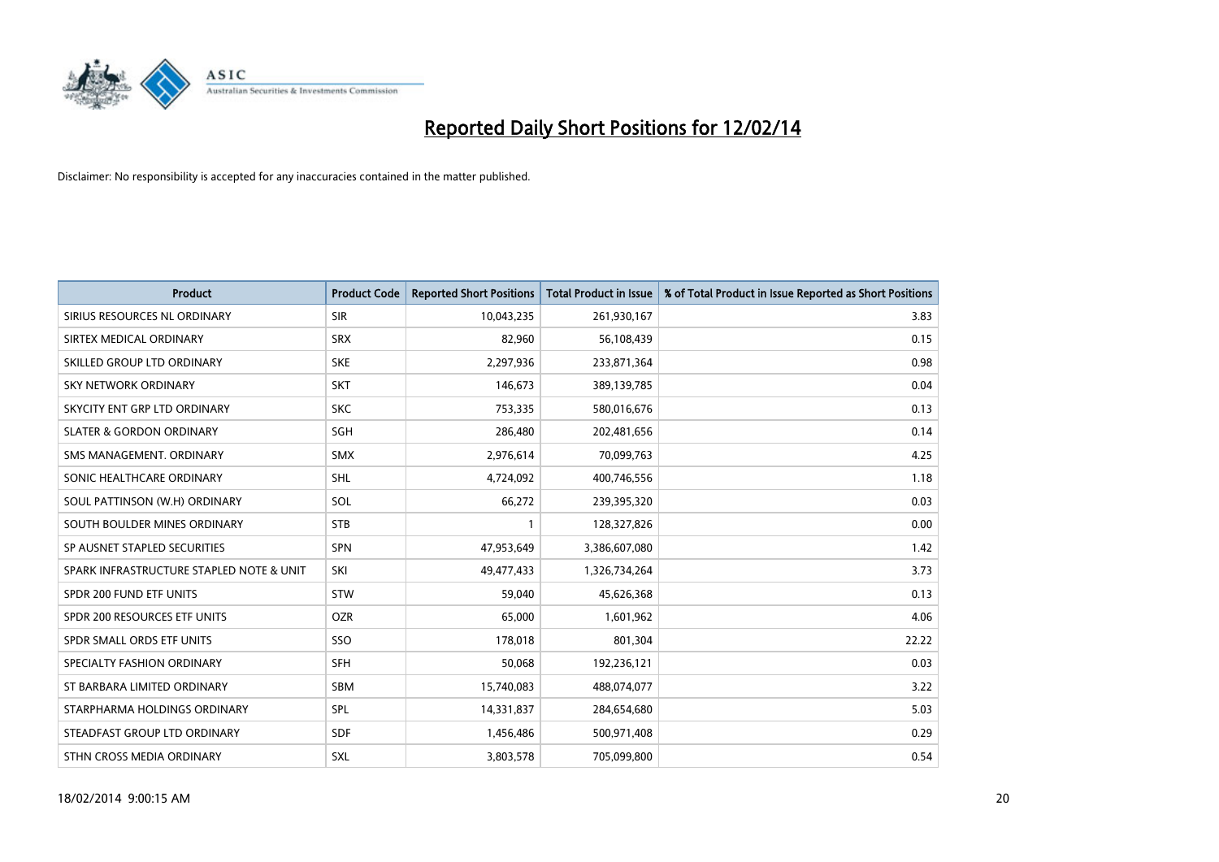# Reported Daily Short Positions for 12/02/14

Disclaimer: No responsibility is accepted for any inaccuracies contained in the matter published.

| Product | Product Code | Reported Short Positions | Total Product in Issue | % of Total Product in Issue Reported as Short Positions |
|---|---|---|---|---|
| SIRIUS RESOURCES NL ORDINARY | SIR | 10,043,235 | 261,930,167 | 3.83 |
| SIRTEX MEDICAL ORDINARY | SRX | 82,960 | 56,108,439 | 0.15 |
| SKILLED GROUP LTD ORDINARY | SKE | 2,297,936 | 233,871,364 | 0.98 |
| SKY NETWORK ORDINARY | SKT | 146,673 | 389,139,785 | 0.04 |
| SKYCITY ENT GRP LTD ORDINARY | SKC | 753,335 | 580,016,676 | 0.13 |
| SLATER & GORDON ORDINARY | SGH | 286,480 | 202,481,656 | 0.14 |
| SMS MANAGEMENT. ORDINARY | SMX | 2,976,614 | 70,099,763 | 4.25 |
| SONIC HEALTHCARE ORDINARY | SHL | 4,724,092 | 400,746,556 | 1.18 |
| SOUL PATTINSON (W.H) ORDINARY | SOL | 66,272 | 239,395,320 | 0.03 |
| SOUTH BOULDER MINES ORDINARY | STB | 1 | 128,327,826 | 0.00 |
| SP AUSNET STAPLED SECURITIES | SPN | 47,953,649 | 3,386,607,080 | 1.42 |
| SPARK INFRASTRUCTURE STAPLED NOTE & UNIT | SKI | 49,477,433 | 1,326,734,264 | 3.73 |
| SPDR 200 FUND ETF UNITS | STW | 59,040 | 45,626,368 | 0.13 |
| SPDR 200 RESOURCES ETF UNITS | OZR | 65,000 | 1,601,962 | 4.06 |
| SPDR SMALL ORDS ETF UNITS | SSO | 178,018 | 801,304 | 22.22 |
| SPECIALTY FASHION ORDINARY | SFH | 50,068 | 192,236,121 | 0.03 |
| ST BARBARA LIMITED ORDINARY | SBM | 15,740,083 | 488,074,077 | 3.22 |
| STARPHARMA HOLDINGS ORDINARY | SPL | 14,331,837 | 284,654,680 | 5.03 |
| STEADFAST GROUP LTD ORDINARY | SDF | 1,456,486 | 500,971,408 | 0.29 |
| STHN CROSS MEDIA ORDINARY | SXL | 3,803,578 | 705,099,800 | 0.54 |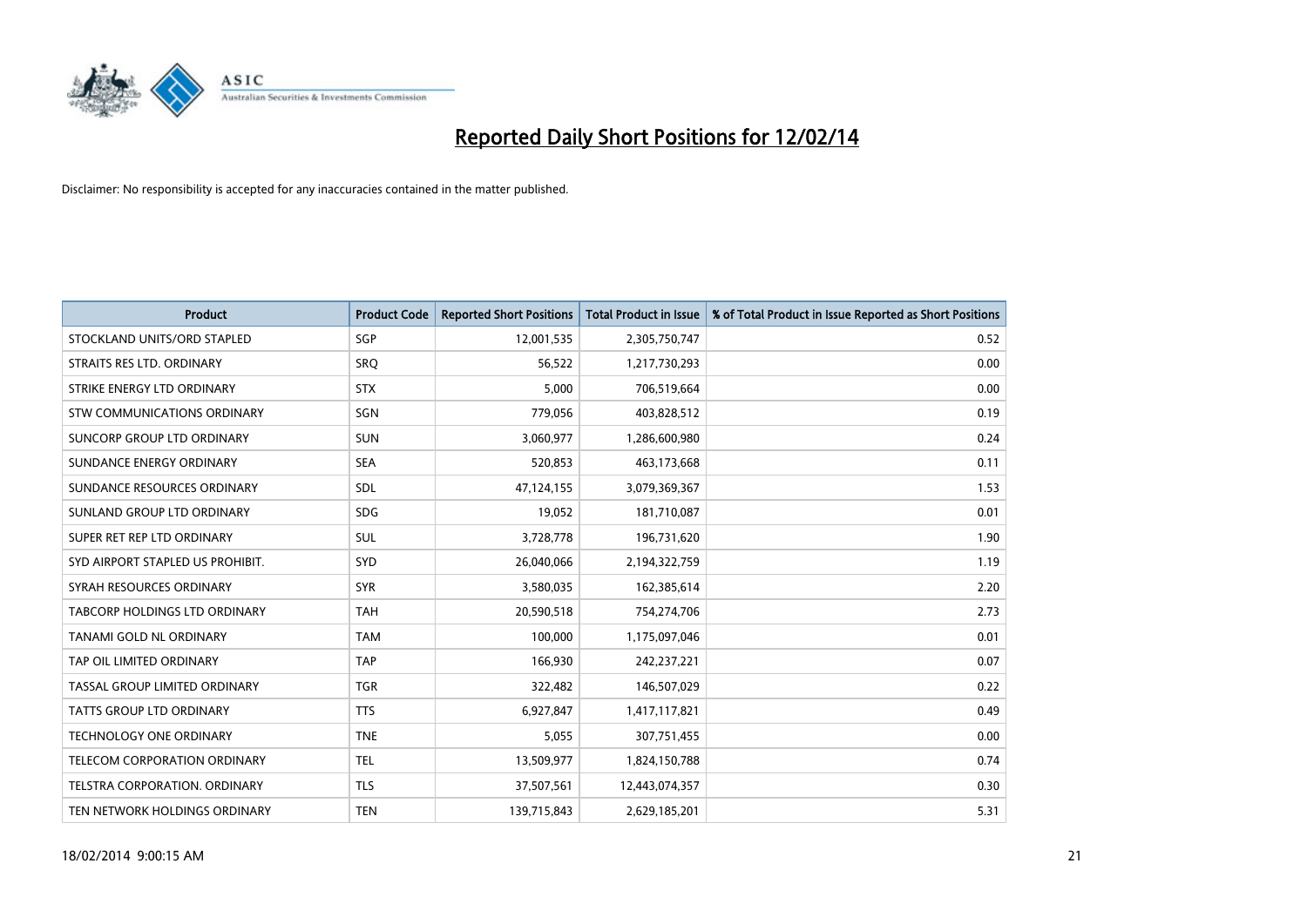# Reported Daily Short Positions for 12/02/14

Disclaimer: No responsibility is accepted for any inaccuracies contained in the matter published.

| Product | Product Code | Reported Short Positions | Total Product in Issue | % of Total Product in Issue Reported as Short Positions |
|---|---|---|---|---|
| STOCKLAND UNITS/ORD STAPLED | SGP | 12,001,535 | 2,305,750,747 | 0.52 |
| STRAITS RES LTD. ORDINARY | SRQ | 56,522 | 1,217,730,293 | 0.00 |
| STRIKE ENERGY LTD ORDINARY | STX | 5,000 | 706,519,664 | 0.00 |
| STW COMMUNICATIONS ORDINARY | SGN | 779,056 | 403,828,512 | 0.19 |
| SUNCORP GROUP LTD ORDINARY | SUN | 3,060,977 | 1,286,600,980 | 0.24 |
| SUNDANCE ENERGY ORDINARY | SEA | 520,853 | 463,173,668 | 0.11 |
| SUNDANCE RESOURCES ORDINARY | SDL | 47,124,155 | 3,079,369,367 | 1.53 |
| SUNLAND GROUP LTD ORDINARY | SDG | 19,052 | 181,710,087 | 0.01 |
| SUPER RET REP LTD ORDINARY | SUL | 3,728,778 | 196,731,620 | 1.90 |
| SYD AIRPORT STAPLED US PROHIBIT. | SYD | 26,040,066 | 2,194,322,759 | 1.19 |
| SYRAH RESOURCES ORDINARY | SYR | 3,580,035 | 162,385,614 | 2.20 |
| TABCORP HOLDINGS LTD ORDINARY | TAH | 20,590,518 | 754,274,706 | 2.73 |
| TANAMI GOLD NL ORDINARY | TAM | 100,000 | 1,175,097,046 | 0.01 |
| TAP OIL LIMITED ORDINARY | TAP | 166,930 | 242,237,221 | 0.07 |
| TASSAL GROUP LIMITED ORDINARY | TGR | 322,482 | 146,507,029 | 0.22 |
| TATTS GROUP LTD ORDINARY | TTS | 6,927,847 | 1,417,117,821 | 0.49 |
| TECHNOLOGY ONE ORDINARY | TNE | 5,055 | 307,751,455 | 0.00 |
| TELECOM CORPORATION ORDINARY | TEL | 13,509,977 | 1,824,150,788 | 0.74 |
| TELSTRA CORPORATION. ORDINARY | TLS | 37,507,561 | 12,443,074,357 | 0.30 |
| TEN NETWORK HOLDINGS ORDINARY | TEN | 139,715,843 | 2,629,185,201 | 5.31 |

18/02/2014 9:00:15 AM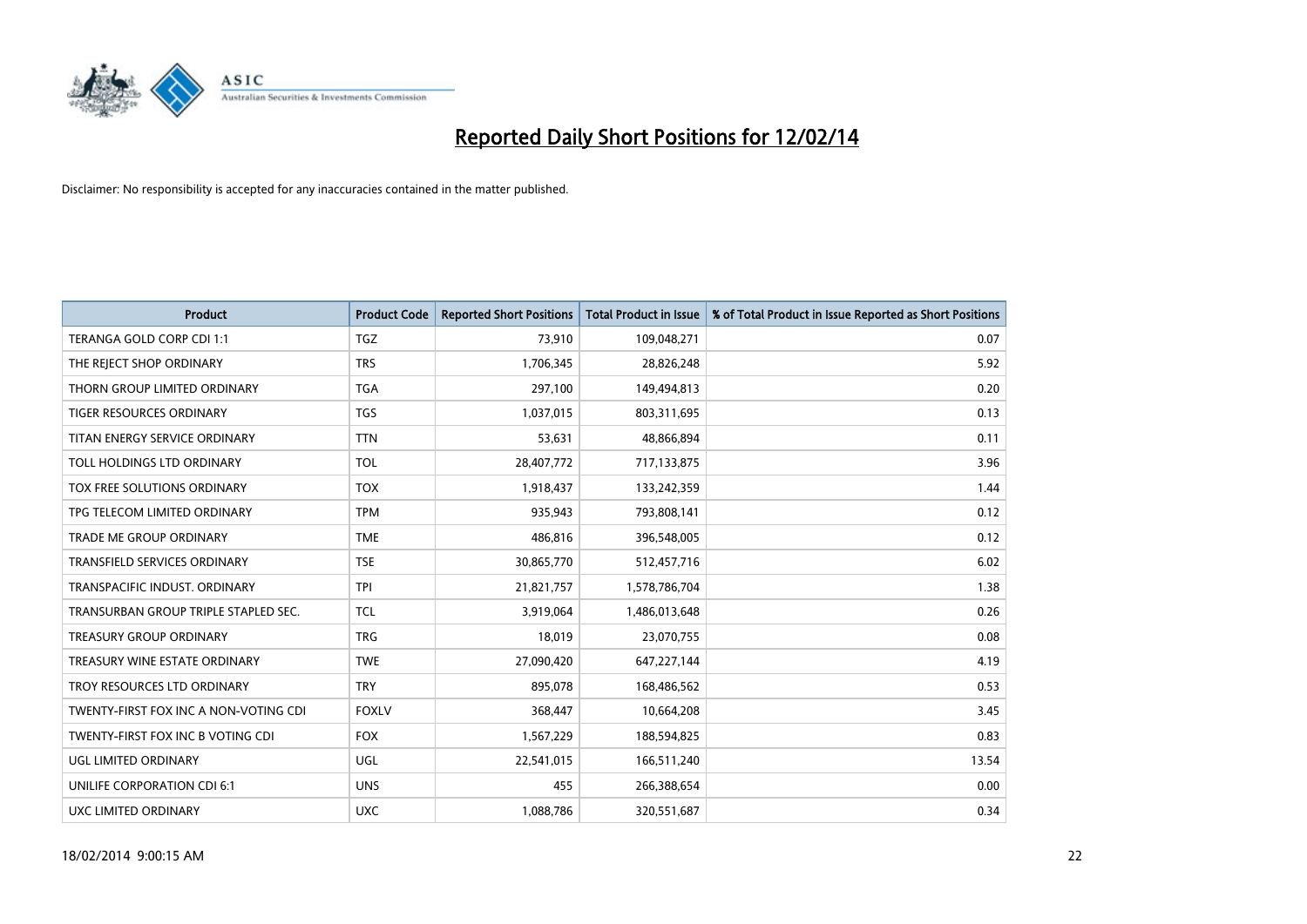# Reported Daily Short Positions for 12/02/14

Disclaimer: No responsibility is accepted for any inaccuracies contained in the matter published.

| Product | Product Code | Reported Short Positions | Total Product in Issue | % of Total Product in Issue Reported as Short Positions |
|---|---|---|---|---|
| TERANGA GOLD CORP CDI 1:1 | TGZ | 73,910 | 109,048,271 | 0.07 |
| THE REJECT SHOP ORDINARY | TRS | 1,706,345 | 28,826,248 | 5.92 |
| THORN GROUP LIMITED ORDINARY | TGA | 297,100 | 149,494,813 | 0.20 |
| TIGER RESOURCES ORDINARY | TGS | 1,037,015 | 803,311,695 | 0.13 |
| TITAN ENERGY SERVICE ORDINARY | TTN | 53,631 | 48,866,894 | 0.11 |
| TOLL HOLDINGS LTD ORDINARY | TOL | 28,407,772 | 717,133,875 | 3.96 |
| TOX FREE SOLUTIONS ORDINARY | TOX | 1,918,437 | 133,242,359 | 1.44 |
| TPG TELECOM LIMITED ORDINARY | TPM | 935,943 | 793,808,141 | 0.12 |
| TRADE ME GROUP ORDINARY | TME | 486,816 | 396,548,005 | 0.12 |
| TRANSFIELD SERVICES ORDINARY | TSE | 30,865,770 | 512,457,716 | 6.02 |
| TRANSPACIFIC INDUST. ORDINARY | TPI | 21,821,757 | 1,578,786,704 | 1.38 |
| TRANSURBAN GROUP TRIPLE STAPLED SEC. | TCL | 3,919,064 | 1,486,013,648 | 0.26 |
| TREASURY GROUP ORDINARY | TRG | 18,019 | 23,070,755 | 0.08 |
| TREASURY WINE ESTATE ORDINARY | TWE | 27,090,420 | 647,227,144 | 4.19 |
| TROY RESOURCES LTD ORDINARY | TRY | 895,078 | 168,486,562 | 0.53 |
| TWENTY-FIRST FOX INC A NON-VOTING CDI | FOXLV | 368,447 | 10,664,208 | 3.45 |
| TWENTY-FIRST FOX INC B VOTING CDI | FOX | 1,567,229 | 188,594,825 | 0.83 |
| UGL LIMITED ORDINARY | UGL | 22,541,015 | 166,511,240 | 13.54 |
| UNILIFE CORPORATION CDI 6:1 | UNS | 455 | 266,388,654 | 0.00 |
| UXC LIMITED ORDINARY | UXC | 1,088,786 | 320,551,687 | 0.34 |

18/02/2014 9:00:15 AM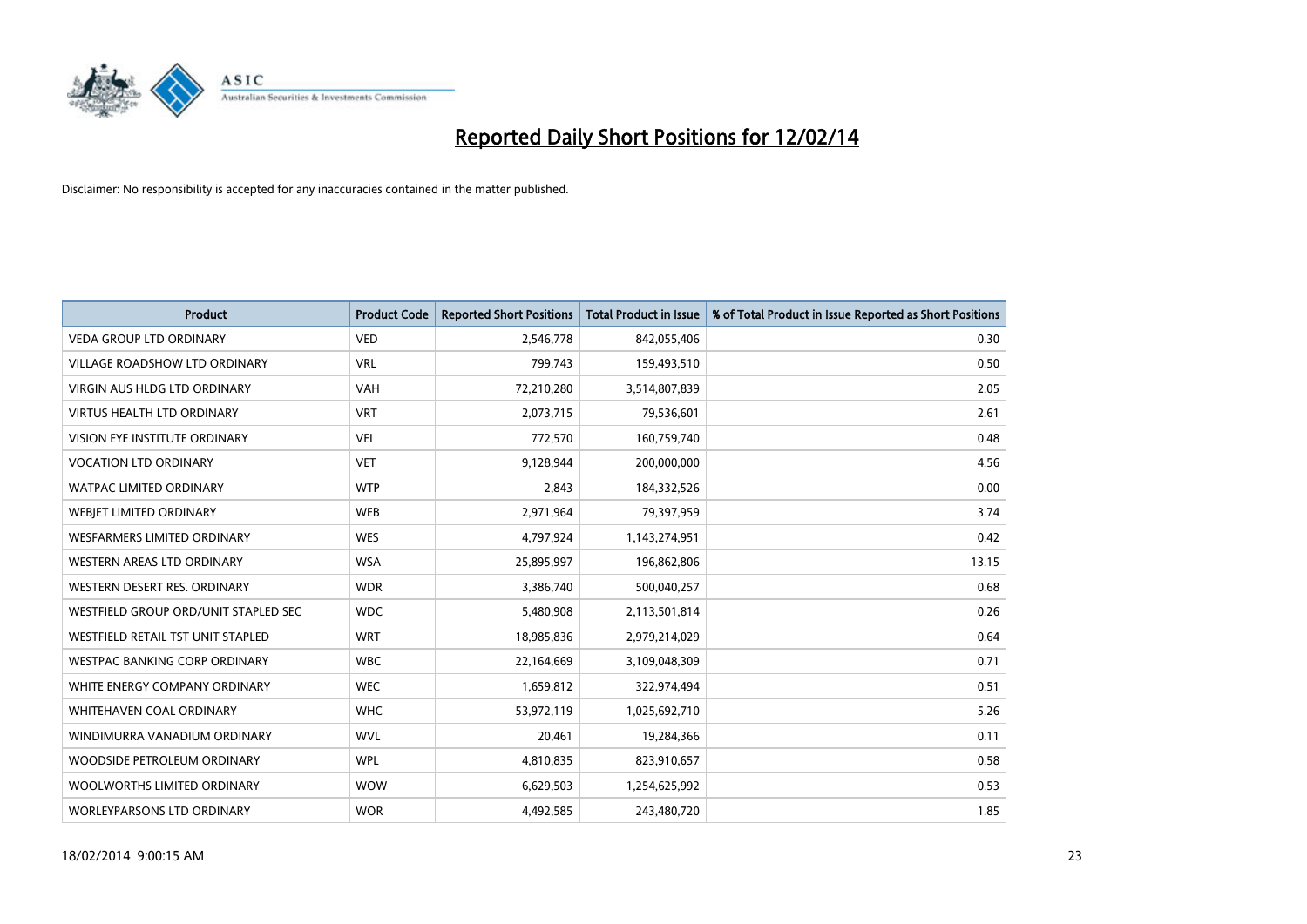# Reported Daily Short Positions for 12/02/14

Disclaimer: No responsibility is accepted for any inaccuracies contained in the matter published.

| Product | Product Code | Reported Short Positions | Total Product in Issue | % of Total Product in Issue Reported as Short Positions |
|---|---|---|---|---|
| VEDA GROUP LTD ORDINARY | VED | 2,546,778 | 842,055,406 | 0.30 |
| VILLAGE ROADSHOW LTD ORDINARY | VRL | 799,743 | 159,493,510 | 0.50 |
| VIRGIN AUS HLDG LTD ORDINARY | VAH | 72,210,280 | 3,514,807,839 | 2.05 |
| VIRTUS HEALTH LTD ORDINARY | VRT | 2,073,715 | 79,536,601 | 2.61 |
| VISION EYE INSTITUTE ORDINARY | VEI | 772,570 | 160,759,740 | 0.48 |
| VOCATION LTD ORDINARY | VET | 9,128,944 | 200,000,000 | 4.56 |
| WATPAC LIMITED ORDINARY | WTP | 2,843 | 184,332,526 | 0.00 |
| WEBJET LIMITED ORDINARY | WEB | 2,971,964 | 79,397,959 | 3.74 |
| WESFARMERS LIMITED ORDINARY | WES | 4,797,924 | 1,143,274,951 | 0.42 |
| WESTERN AREAS LTD ORDINARY | WSA | 25,895,997 | 196,862,806 | 13.15 |
| WESTERN DESERT RES. ORDINARY | WDR | 3,386,740 | 500,040,257 | 0.68 |
| WESTFIELD GROUP ORD/UNIT STAPLED SEC | WDC | 5,480,908 | 2,113,501,814 | 0.26 |
| WESTFIELD RETAIL TST UNIT STAPLED | WRT | 18,985,836 | 2,979,214,029 | 0.64 |
| WESTPAC BANKING CORP ORDINARY | WBC | 22,164,669 | 3,109,048,309 | 0.71 |
| WHITE ENERGY COMPANY ORDINARY | WEC | 1,659,812 | 322,974,494 | 0.51 |
| WHITEHAVEN COAL ORDINARY | WHC | 53,972,119 | 1,025,692,710 | 5.26 |
| WINDIMURRA VANADIUM ORDINARY | WVL | 20,461 | 19,284,366 | 0.11 |
| WOODSIDE PETROLEUM ORDINARY | WPL | 4,810,835 | 823,910,657 | 0.58 |
| WOOLWORTHS LIMITED ORDINARY | WOW | 6,629,503 | 1,254,625,992 | 0.53 |
| WORLEYPARSONS LTD ORDINARY | WOR | 4,492,585 | 243,480,720 | 1.85 |

18/02/2014 9:00:15 AM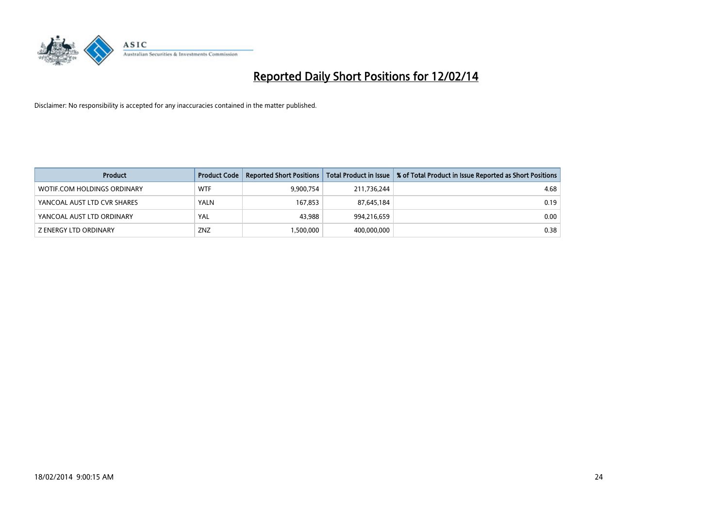# Reported Daily Short Positions for 12/02/14

Disclaimer: No responsibility is accepted for any inaccuracies contained in the matter published.

| Product | Product Code | Reported Short Positions | Total Product in Issue | % of Total Product in Issue Reported as Short Positions |
|---|---|---|---|---|
| WOTIF.COM HOLDINGS ORDINARY | WTF | 9,900,754 | 211,736,244 | 4.68 |
| YANCOAL AUST LTD CVR SHARES | YALN | 167,853 | 87,645,184 | 0.19 |
| YANCOAL AUST LTD ORDINARY | YAL | 43,988 | 994,216,659 | 0.00 |
| Z ENERGY LTD ORDINARY | ZNZ | 1,500,000 | 400,000,000 | 0.38 |

18/02/2014 9:00:15 AM